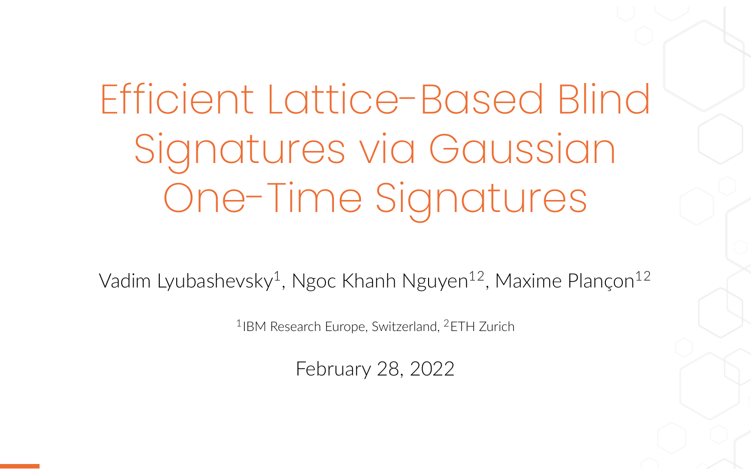# Efficient Lattice-Based Blind Signatures via Gaussian One-Time Signatures

Vadim Lyubashevsky[1], Ngoc Khanh Nguyen[12], Maxime Plançon[12]

[1]IBM Research Europe, Switzerland, [2]ETH Zurich

February 28, 2022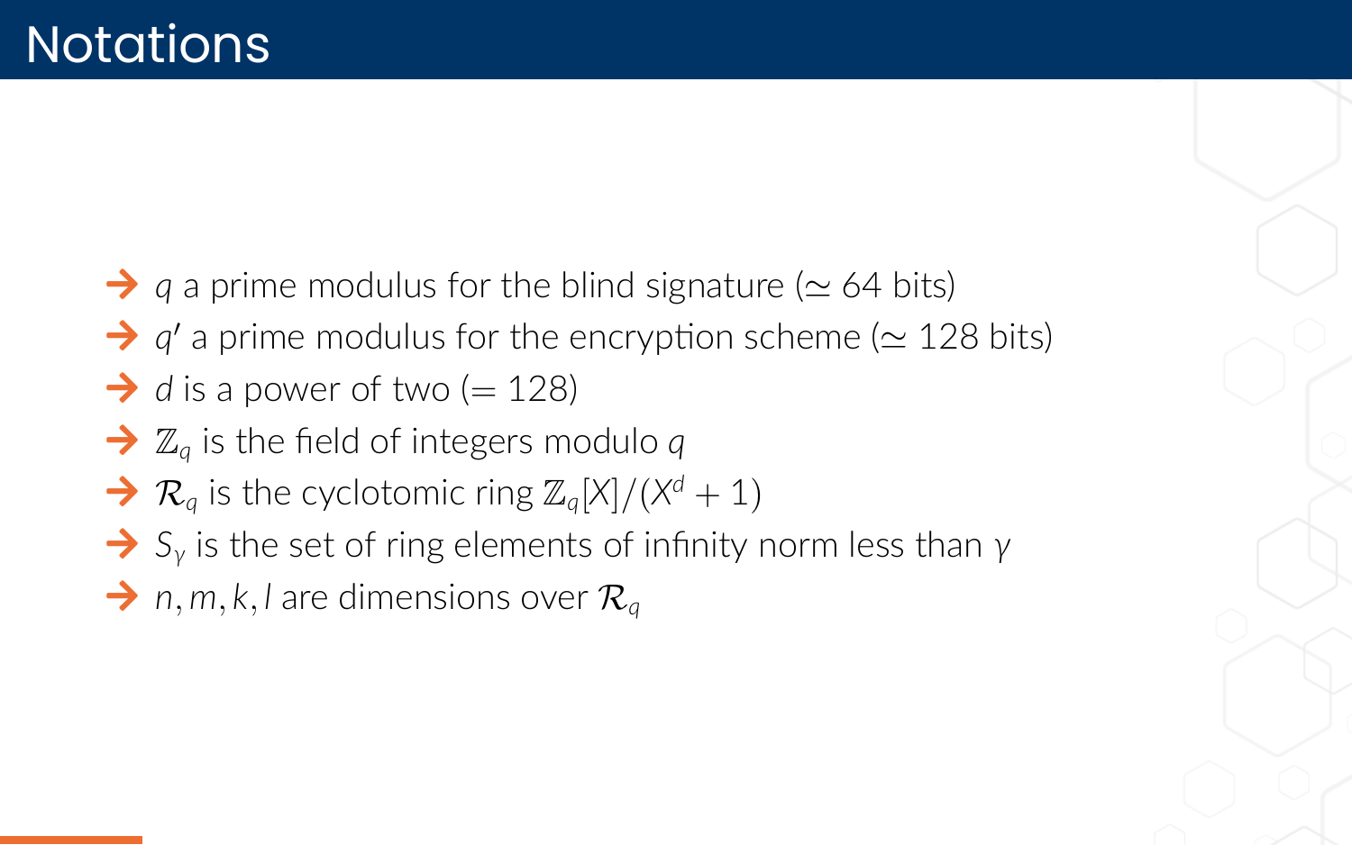# Notations

- $q$ a prime modulus for the blind signature ($\simeq 64$ bits)
- $q'$ a prime modulus for the encryption scheme ($\simeq 128$ bits)
- $d$ is a power of two ($= 128$)
- $\mathbb{Z}_q$ is the field of integers modulo $q$
- $\mathcal{R}_q$ is the cyclotomic ring $\mathbb{Z}_q[X]/(X^d + 1)$
- $S_\gamma$ is the set of ring elements of infinity norm less than $\gamma$
- $n, m, k, l$ are dimensions over $\mathcal{R}_q$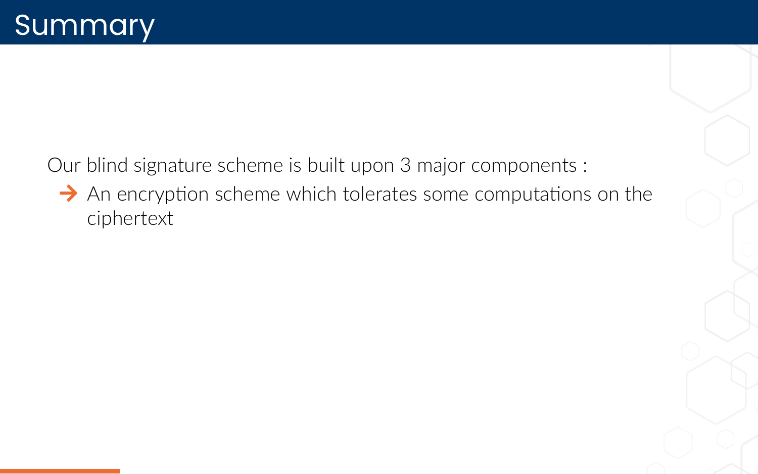# Summary

Our blind signature scheme is built upon 3 major components :

- An encryption scheme which tolerates some computations on the ciphertext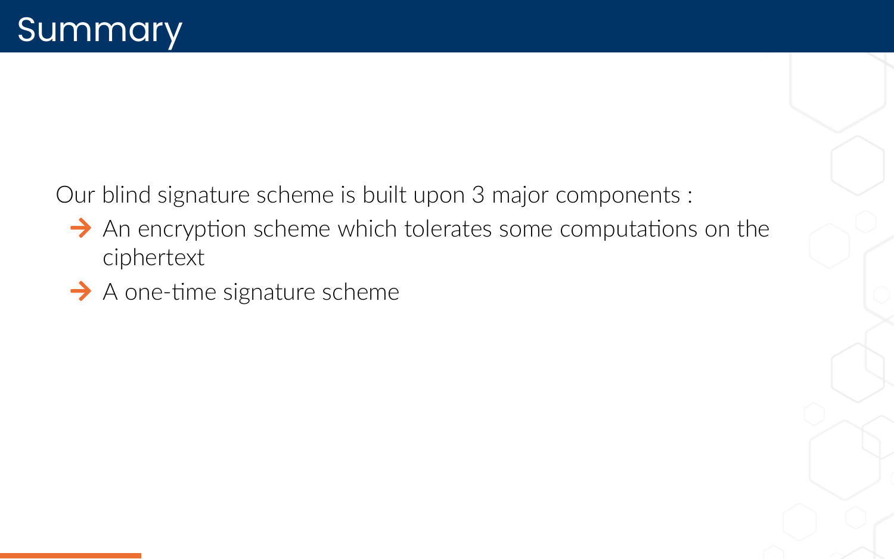# Summary

Our blind signature scheme is built upon 3 major components :

- An encryption scheme which tolerates some computations on the ciphertext
- A one-time signature scheme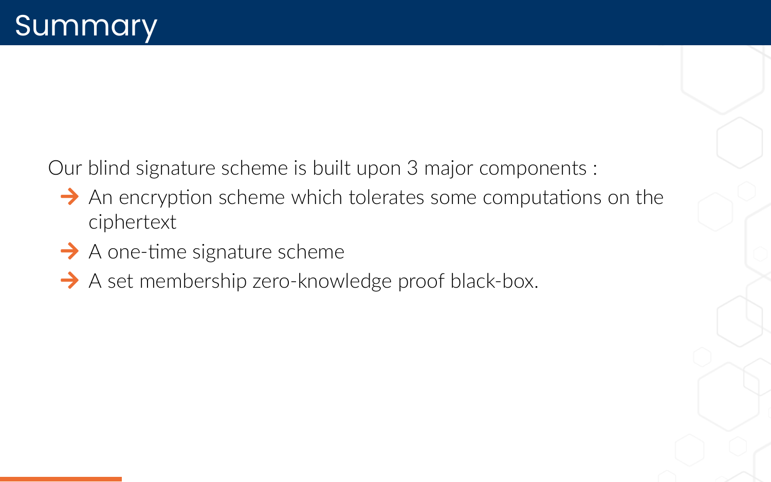# Summary

Our blind signature scheme is built upon 3 major components :

- An encryption scheme which tolerates some computations on the ciphertext
- A one-time signature scheme
- A set membership zero-knowledge proof black-box.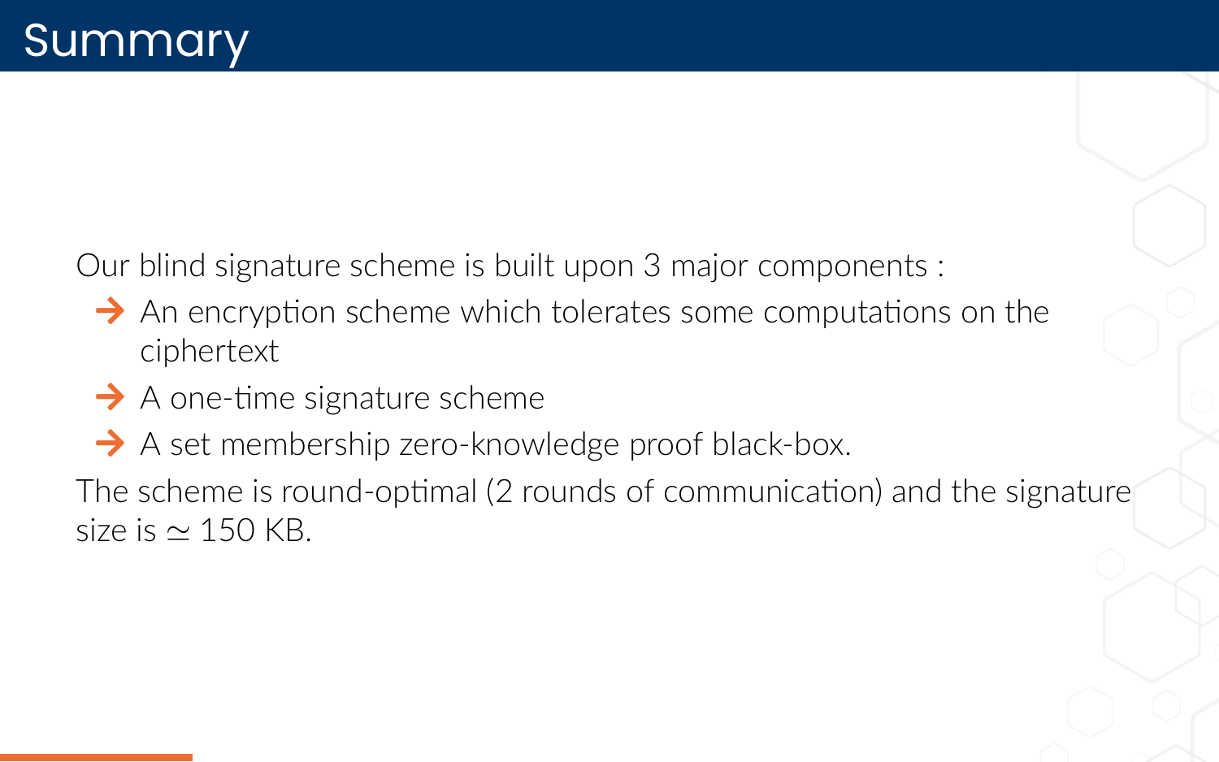# Summary

Our blind signature scheme is built upon 3 major components :

- An encryption scheme which tolerates some computations on the ciphertext
- A one-time signature scheme
- A set membership zero-knowledge proof black-box.

The scheme is round-optimal (2 rounds of communication) and the signature size is $\simeq$ 150 KB.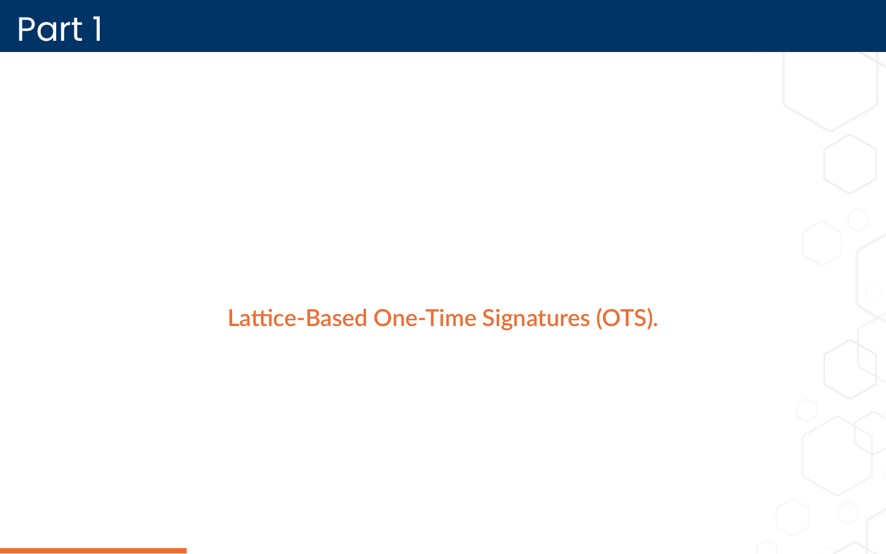# Part 1

Lattice-Based One-Time Signatures (OTS).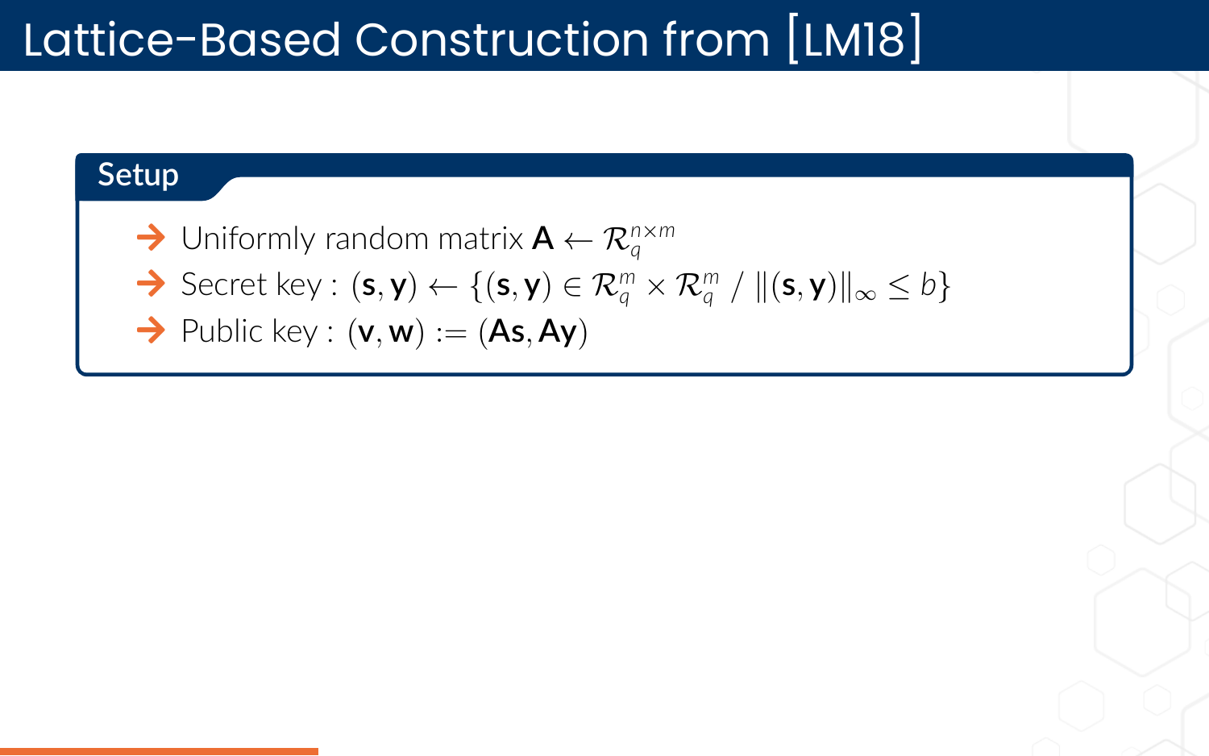# Lattice-Based Construction from [LM18]

### Setup

- Uniformly random matrix $\mathbf{A} \leftarrow \mathcal{R}_q^{n \times m}$
- Secret key : $(\mathbf{s}, \mathbf{y}) \leftarrow \{(\mathbf{s}, \mathbf{y}) \in \mathcal{R}_q^m \times \mathcal{R}_q^m \;/\; \|(\mathbf{s}, \mathbf{y})\|_\infty \leq b\}$
- Public key : $(\mathbf{v}, \mathbf{w}) := (\mathbf{A}\mathbf{s}, \mathbf{A}\mathbf{y})$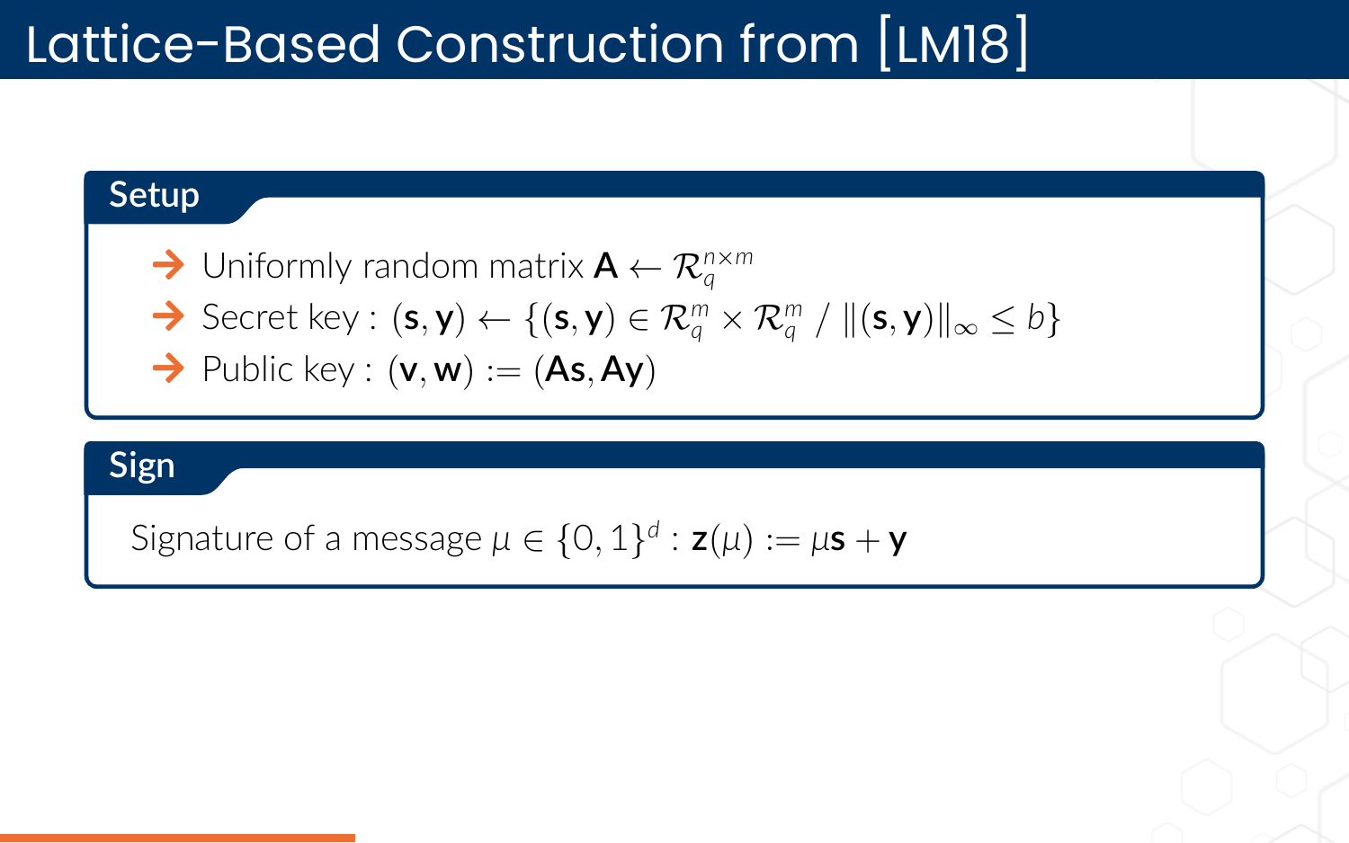# Lattice-Based Construction from [LM18]

## Setup

- Uniformly random matrix $\mathbf{A} \leftarrow \mathcal{R}_q^{n \times m}$
- Secret key : $(\mathbf{s}, \mathbf{y}) \leftarrow \{(\mathbf{s}, \mathbf{y}) \in \mathcal{R}_q^m \times \mathcal{R}_q^m \;/\; \|(\mathbf{s}, \mathbf{y})\|_\infty \leq b\}$
- Public key : $(\mathbf{v}, \mathbf{w}) := (\mathbf{A}\mathbf{s}, \mathbf{A}\mathbf{y})$

## Sign

Signature of a message $\mu \in \{0, 1\}^d$ : $\mathbf{z}(\mu) := \mu\mathbf{s} + \mathbf{y}$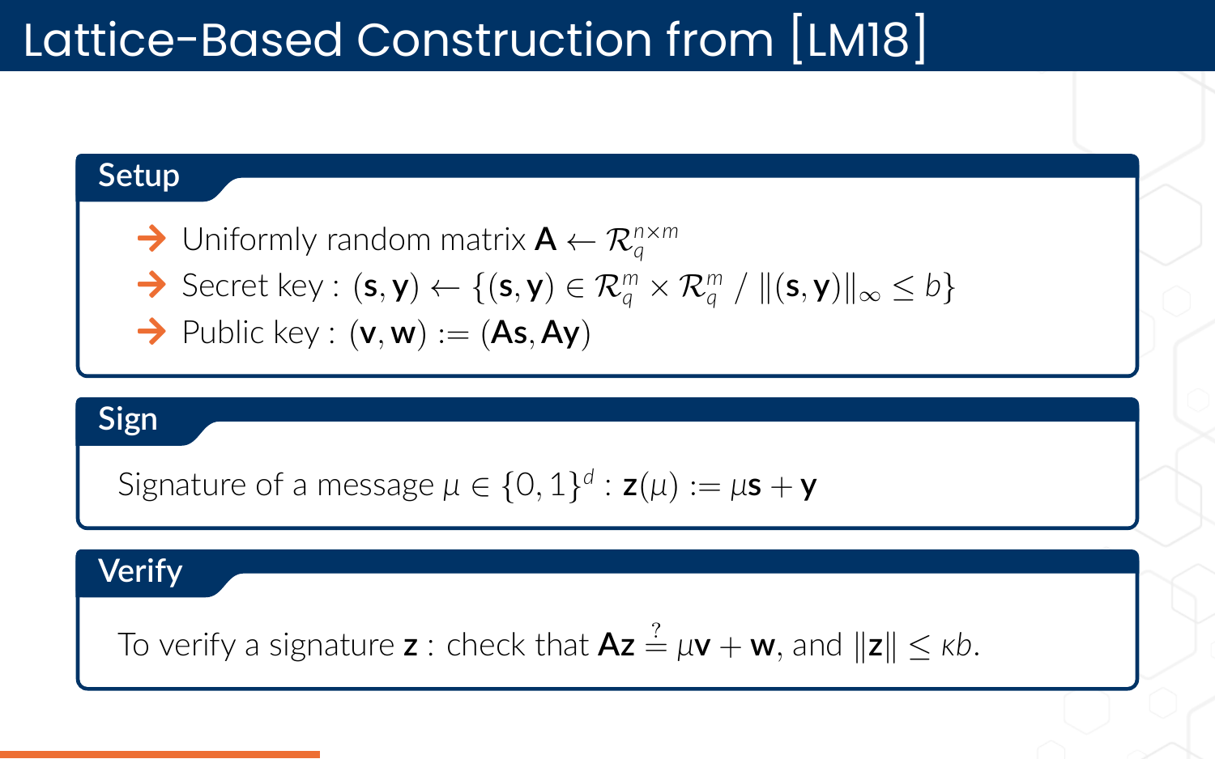# Lattice-Based Construction from [LM18]

## Setup

- Uniformly random matrix $\mathbf{A} \leftarrow \mathcal{R}_q^{n \times m}$
- Secret key : $(\mathbf{s}, \mathbf{y}) \leftarrow \{(\mathbf{s}, \mathbf{y}) \in \mathcal{R}_q^m \times \mathcal{R}_q^m \;/\; \|(\mathbf{s}, \mathbf{y})\|_\infty \leq b\}$
- Public key : $(\mathbf{v}, \mathbf{w}) := (\mathbf{A}\mathbf{s}, \mathbf{A}\mathbf{y})$

## Sign

Signature of a message $\mu \in \{0, 1\}^d$ : $\mathbf{z}(\mu) := \mu\mathbf{s} + \mathbf{y}$

## Verify

To verify a signature $\mathbf{z}$ : check that $\mathbf{A}\mathbf{z} \stackrel{?}{=} \mu\mathbf{v} + \mathbf{w}$, and $\|\mathbf{z}\| \leq \kappa b$.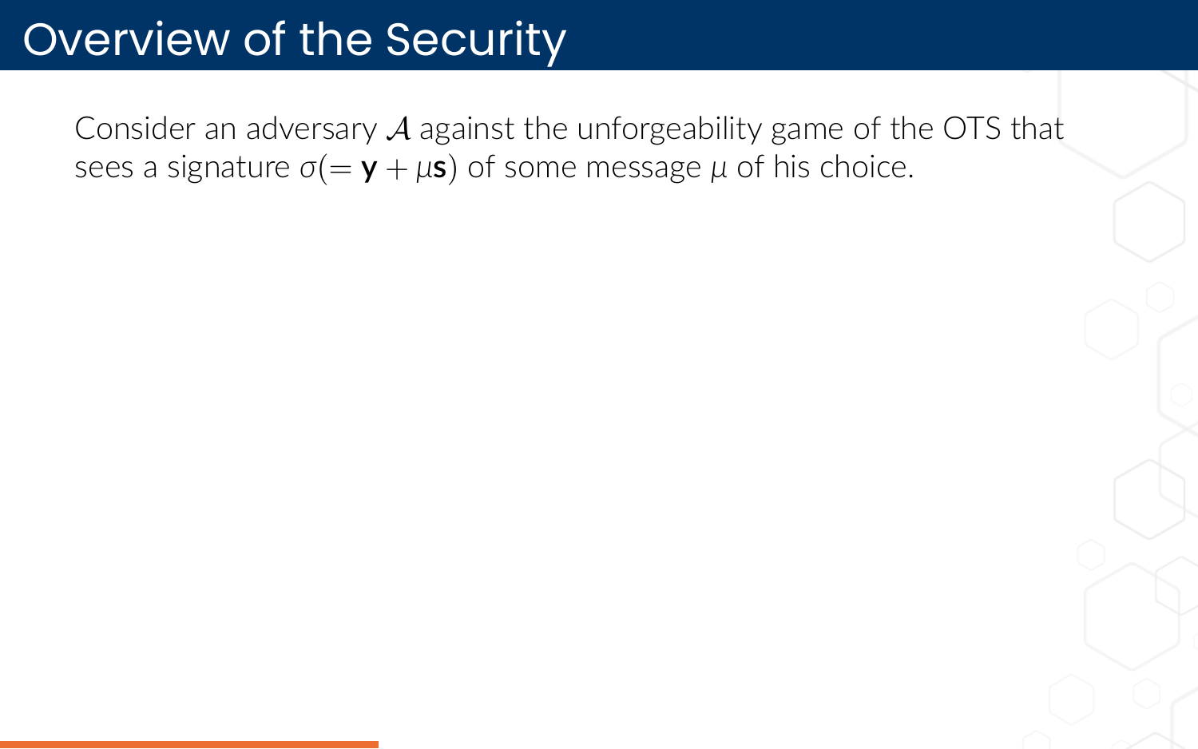# Overview of the Security

Consider an adversary $\mathcal{A}$ against the unforgeability game of the OTS that sees a signature $\sigma (= \mathbf{y} + \mu \mathbf{s})$ of some message $\mu$ of his choice.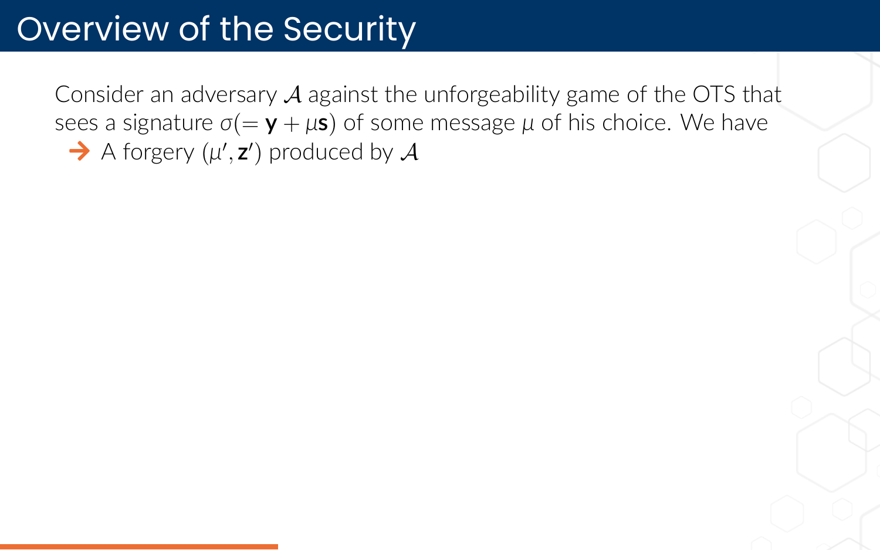# Overview of the Security

Consider an adversary $\mathcal{A}$ against the unforgeability game of the OTS that sees a signature $\sigma(= \mathbf{y} + \mu\mathbf{s})$ of some message $\mu$ of his choice. We have

- A forgery $(\mu', \mathbf{z}')$ produced by $\mathcal{A}$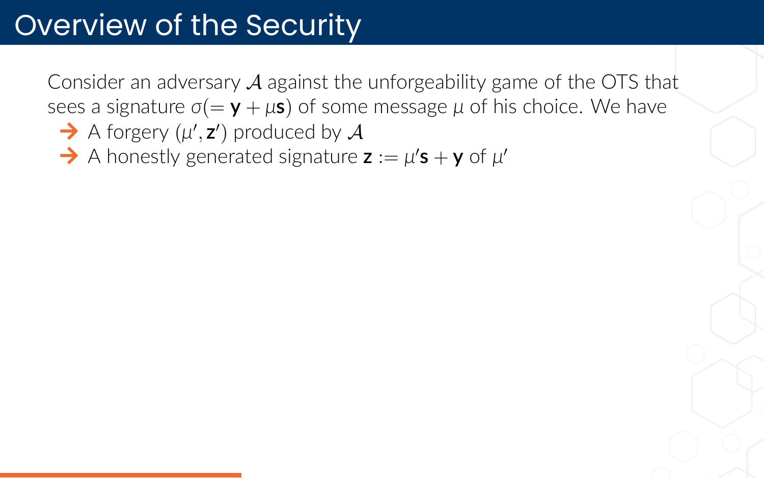# Overview of the Security

Consider an adversary $\mathcal{A}$ against the unforgeability game of the OTS that sees a signature $\sigma (= \mathbf{y} + \mu \mathbf{s})$ of some message $\mu$ of his choice. We have

- A forgery $(\mu', \mathbf{z}')$ produced by $\mathcal{A}$
- A honestly generated signature $\mathbf{z} := \mu' \mathbf{s} + \mathbf{y}$ of $\mu'$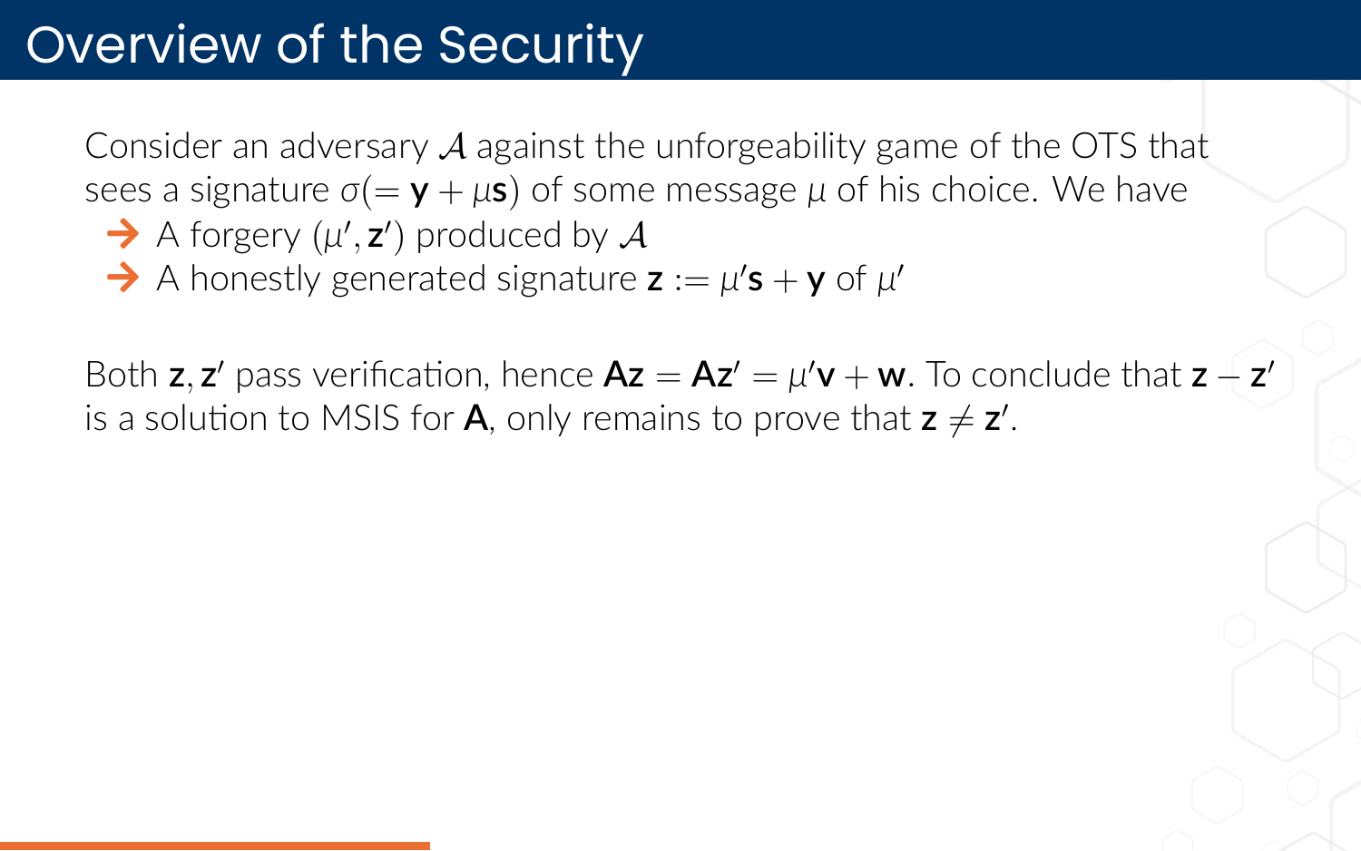# Overview of the Security

Consider an adversary $\mathcal{A}$ against the unforgeability game of the OTS that sees a signature $\sigma(= \mathbf{y} + \mu\mathbf{s})$ of some message $\mu$ of his choice. We have

- A forgery $(\mu', \mathbf{z}')$ produced by $\mathcal{A}$
- A honestly generated signature $\mathbf{z} := \mu'\mathbf{s} + \mathbf{y}$ of $\mu'$

Both $\mathbf{z}, \mathbf{z}'$ pass verification, hence $\mathbf{A}\mathbf{z} = \mathbf{A}\mathbf{z}' = \mu'\mathbf{v} + \mathbf{w}$. To conclude that $\mathbf{z} - \mathbf{z}'$ is a solution to MSIS for $\mathbf{A}$, only remains to prove that $\mathbf{z} \neq \mathbf{z}'$.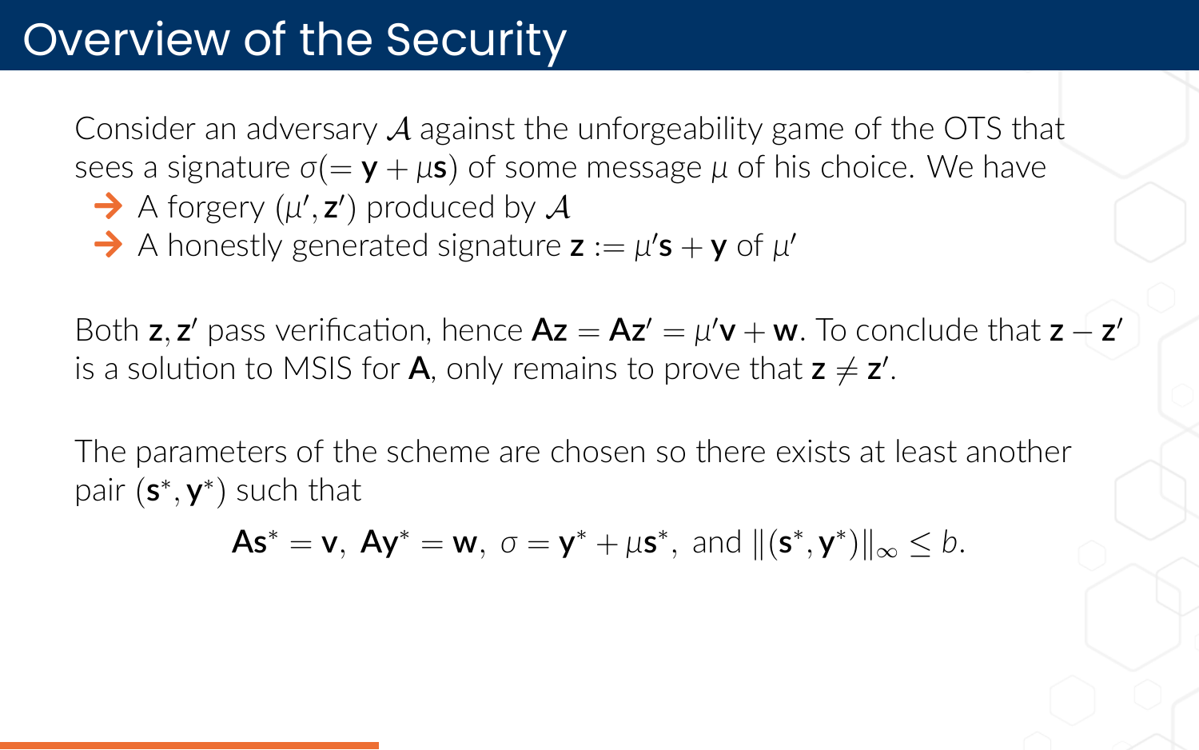# Overview of the Security

Consider an adversary $\mathcal{A}$ against the unforgeability game of the OTS that sees a signature $\sigma(= \mathbf{y} + \mu\mathbf{s})$ of some message $\mu$ of his choice. We have

- A forgery $(\mu', \mathbf{z}')$ produced by $\mathcal{A}$
- A honestly generated signature $\mathbf{z} := \mu'\mathbf{s} + \mathbf{y}$ of $\mu'$

Both $\mathbf{z}, \mathbf{z}'$ pass verification, hence $\mathbf{A}\mathbf{z} = \mathbf{A}\mathbf{z}' = \mu'\mathbf{v} + \mathbf{w}$. To conclude that $\mathbf{z} - \mathbf{z}'$ is a solution to MSIS for $\mathbf{A}$, only remains to prove that $\mathbf{z} \neq \mathbf{z}'$.

The parameters of the scheme are chosen so there exists at least another pair $(\mathbf{s}^*, \mathbf{y}^*)$ such that

$$\mathbf{A}\mathbf{s}^* = \mathbf{v},\ \mathbf{A}\mathbf{y}^* = \mathbf{w},\ \sigma = \mathbf{y}^* + \mu\mathbf{s}^*,\ \text{and } \|(\mathbf{s}^*, \mathbf{y}^*)\|_\infty \leq b.$$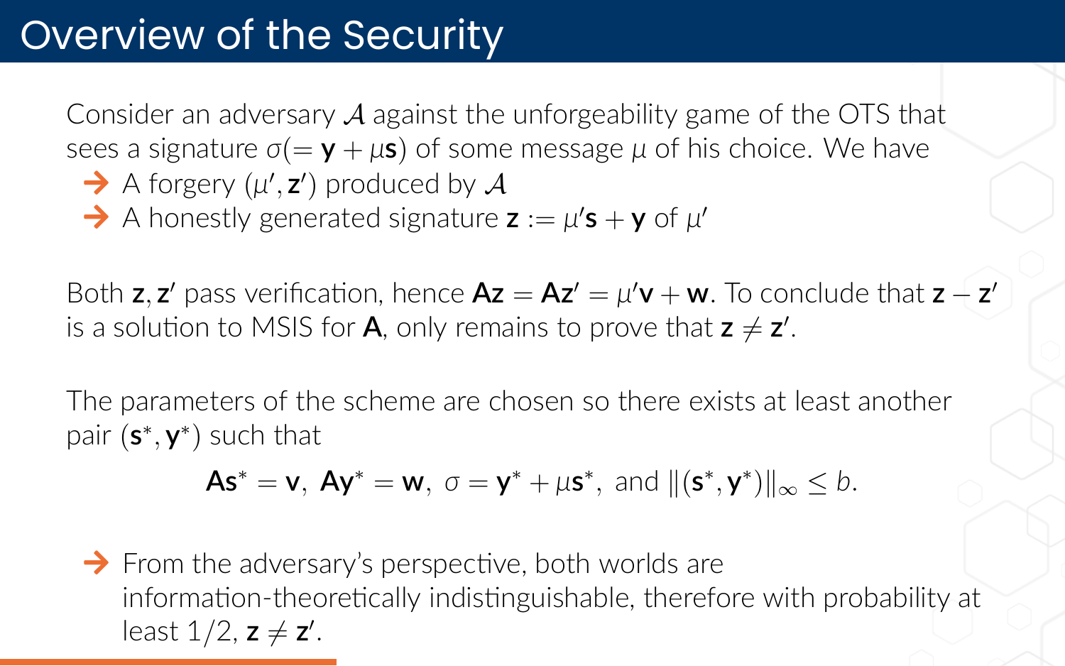# Overview of the Security

Consider an adversary $\mathcal{A}$ against the unforgeability game of the OTS that sees a signature $\sigma (= \mathbf{y} + \mu \mathbf{s})$ of some message $\mu$ of his choice. We have

- A forgery $(\mu', \mathbf{z}')$ produced by $\mathcal{A}$
- A honestly generated signature $\mathbf{z} := \mu' \mathbf{s} + \mathbf{y}$ of $\mu'$

Both $\mathbf{z}, \mathbf{z}'$ pass verification, hence $\mathbf{A}\mathbf{z} = \mathbf{A}\mathbf{z}' = \mu' \mathbf{v} + \mathbf{w}$. To conclude that $\mathbf{z} - \mathbf{z}'$ is a solution to MSIS for $\mathbf{A}$, only remains to prove that $\mathbf{z} \neq \mathbf{z}'$.

The parameters of the scheme are chosen so there exists at least another pair $(\mathbf{s}^*, \mathbf{y}^*)$ such that

$$\mathbf{A}\mathbf{s}^* = \mathbf{v},\ \mathbf{A}\mathbf{y}^* = \mathbf{w},\ \sigma = \mathbf{y}^* + \mu \mathbf{s}^*, \text{ and } \|(\mathbf{s}^*, \mathbf{y}^*)\|_\infty \leq b.$$

- From the adversary's perspective, both worlds are information-theoretically indistinguishable, therefore with probability at least $1/2$, $\mathbf{z} \neq \mathbf{z}'$.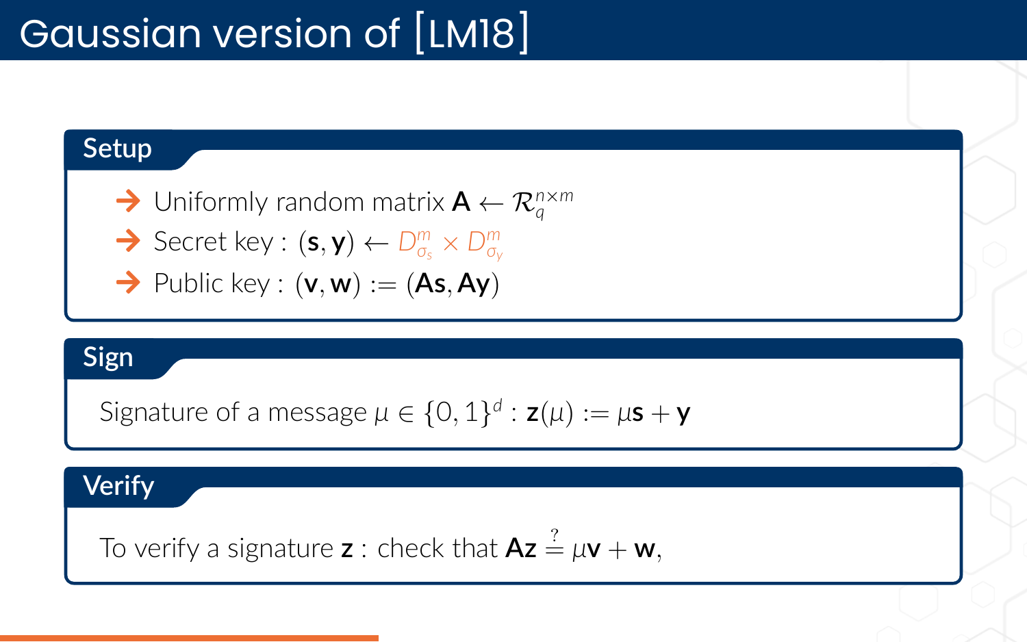# Gaussian version of [LM18]

## Setup

- Uniformly random matrix $\mathbf{A} \leftarrow \mathcal{R}_q^{n \times m}$
- Secret key : $(\mathbf{s}, \mathbf{y}) \leftarrow D_{\sigma_s}^m \times D_{\sigma_y}^m$
- Public key : $(\mathbf{v}, \mathbf{w}) := (\mathbf{A}\mathbf{s}, \mathbf{A}\mathbf{y})$

## Sign

Signature of a message $\mu \in \{0,1\}^d$ : $\mathbf{z}(\mu) := \mu\mathbf{s} + \mathbf{y}$

## Verify

To verify a signature $\mathbf{z}$ : check that $\mathbf{A}\mathbf{z} \stackrel{?}{=} \mu\mathbf{v} + \mathbf{w}$,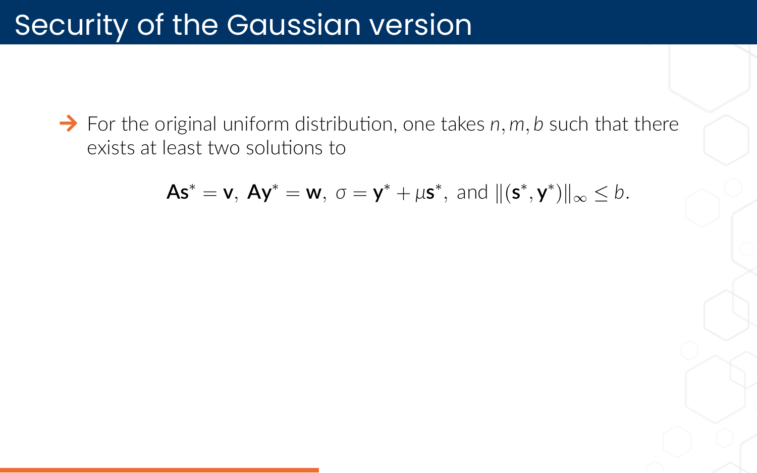# Security of the Gaussian version

- For the original uniform distribution, one takes $n, m, b$ such that there exists at least two solutions to

$$\mathbf{A}\mathbf{s}^* = \mathbf{v},\ \mathbf{A}\mathbf{y}^* = \mathbf{w},\ \sigma = \mathbf{y}^* + \mu\mathbf{s}^*,\ \text{and}\ \|(\mathbf{s}^*, \mathbf{y}^*)\|_\infty \leq b.$$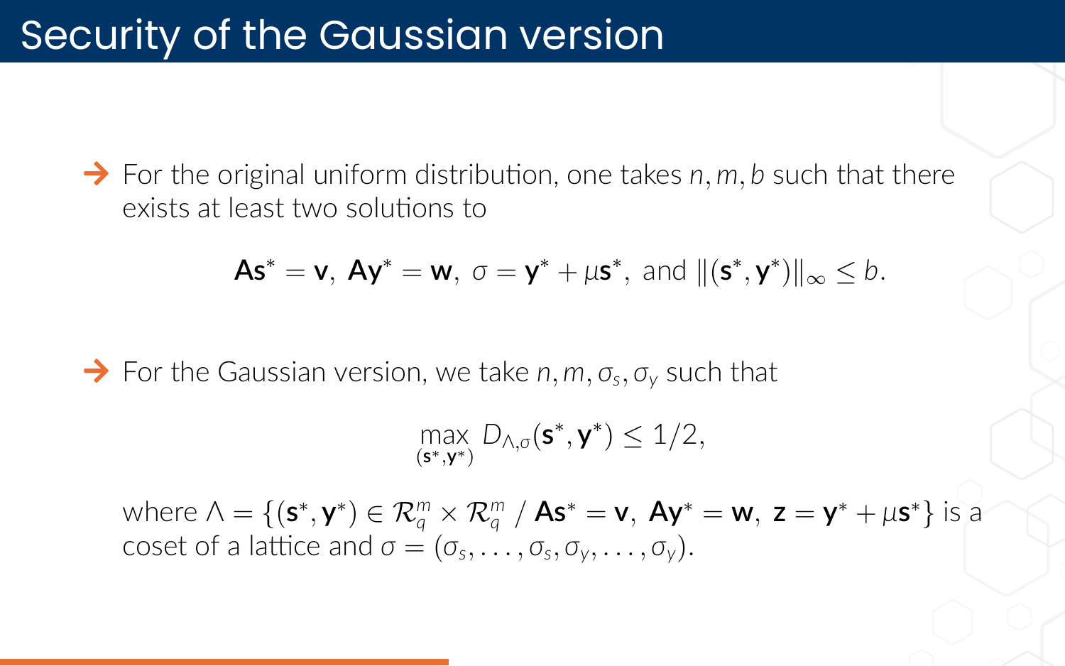# Security of the Gaussian version

- For the original uniform distribution, one takes $n, m, b$ such that there exists at least two solutions to

$$\mathbf{A}\mathbf{s}^* = \mathbf{v},\ \mathbf{A}\mathbf{y}^* = \mathbf{w},\ \sigma = \mathbf{y}^* + \mu\mathbf{s}^*,\ \text{and } \|(\mathbf{s}^*, \mathbf{y}^*)\|_\infty \leq b.$$

- For the Gaussian version, we take $n, m, \sigma_s, \sigma_y$ such that

$$\max_{(\mathbf{s}^*, \mathbf{y}^*)} D_{\Lambda,\sigma}(\mathbf{s}^*, \mathbf{y}^*) \leq 1/2,$$

where $\Lambda = \{(\mathbf{s}^*, \mathbf{y}^*) \in \mathcal{R}_q^m \times \mathcal{R}_q^m \;/\; \mathbf{A}\mathbf{s}^* = \mathbf{v},\ \mathbf{A}\mathbf{y}^* = \mathbf{w},\ \mathbf{z} = \mathbf{y}^* + \mu\mathbf{s}^*\}$ is a coset of a lattice and $\sigma = (\sigma_s, \ldots, \sigma_s, \sigma_y, \ldots, \sigma_y)$.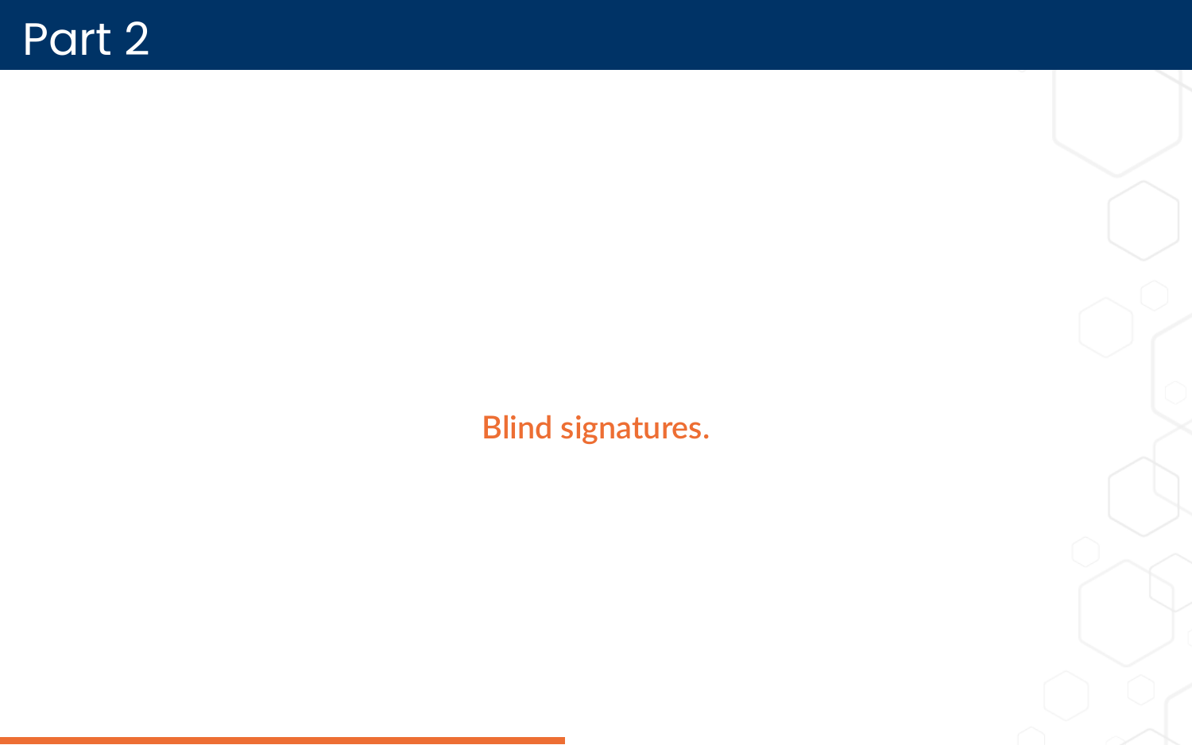# Part 2

Blind signatures.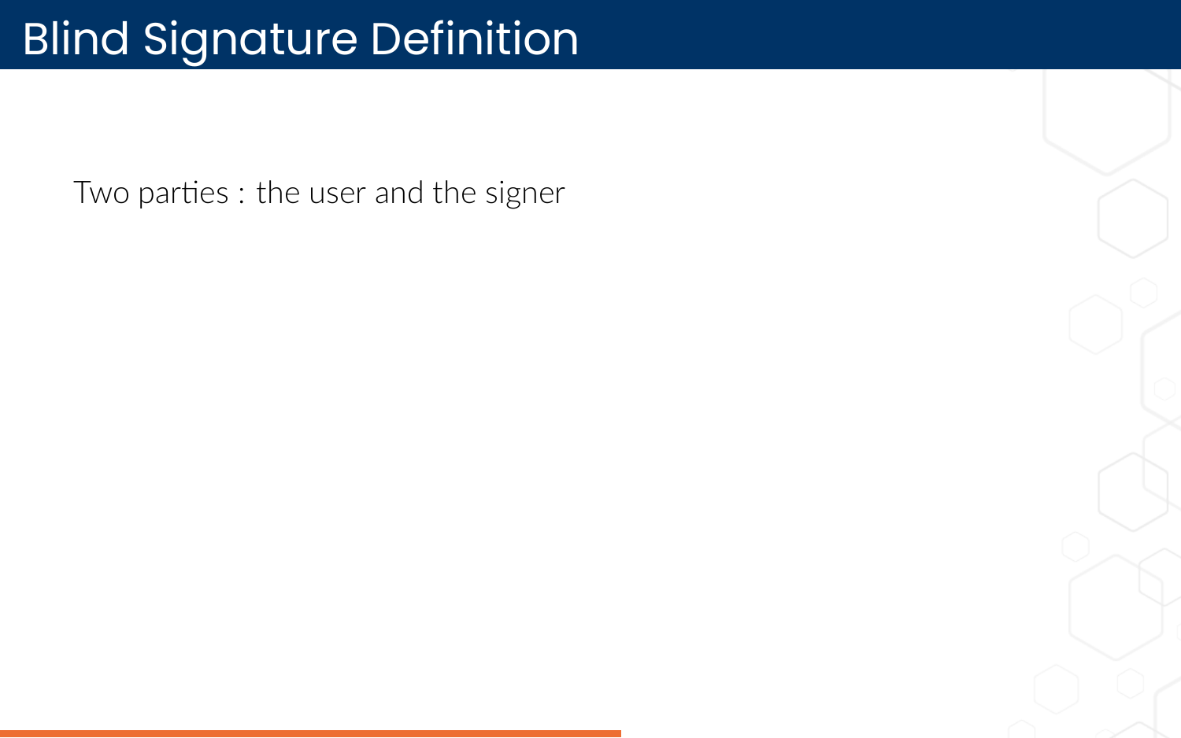# Blind Signature Definition

Two parties : the user and the signer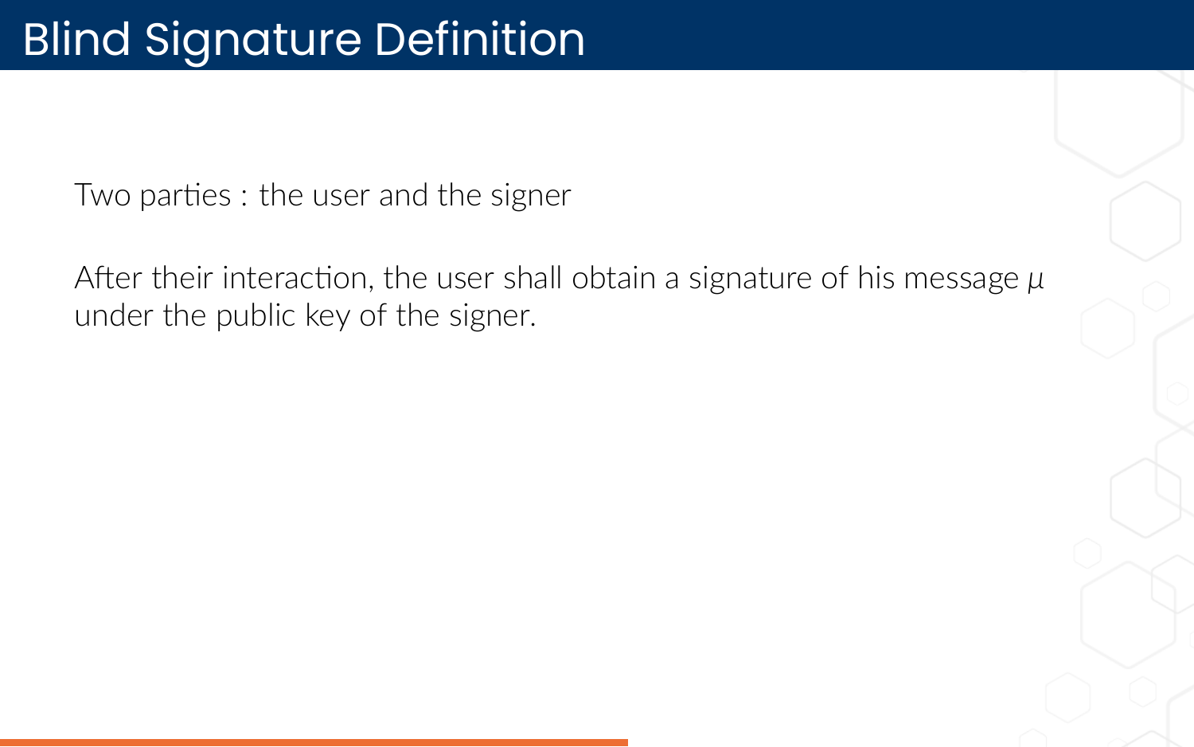# Blind Signature Definition

Two parties : the user and the signer

After their interaction, the user shall obtain a signature of his message $\mu$ under the public key of the signer.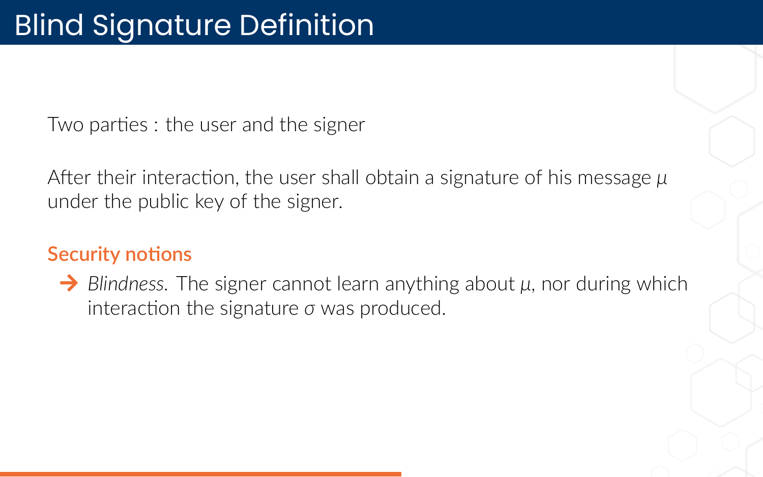# Blind Signature Definition

Two parties : the user and the signer

After their interaction, the user shall obtain a signature of his message $\mu$ under the public key of the signer.

### Security notions

- *Blindness*. The signer cannot learn anything about $\mu$, nor during which interaction the signature $\sigma$ was produced.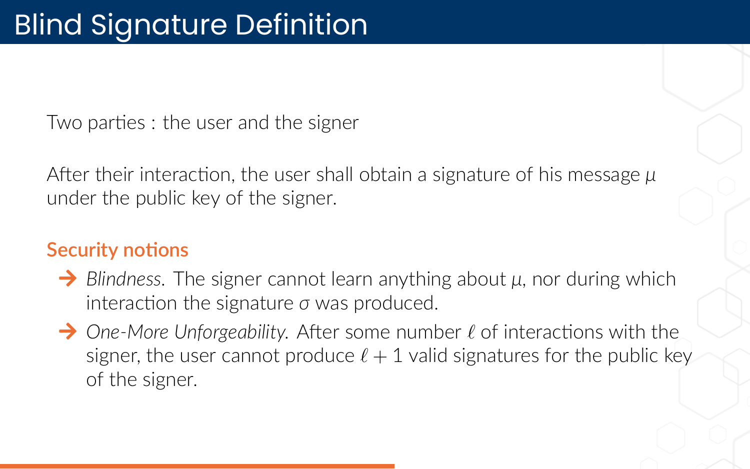# Blind Signature Definition

Two parties : the user and the signer

After their interaction, the user shall obtain a signature of his message $\mu$ under the public key of the signer.

## Security notions

- *Blindness.* The signer cannot learn anything about $\mu$, nor during which interaction the signature $\sigma$ was produced.
- *One-More Unforgeability.* After some number $\ell$ of interactions with the signer, the user cannot produce $\ell + 1$ valid signatures for the public key of the signer.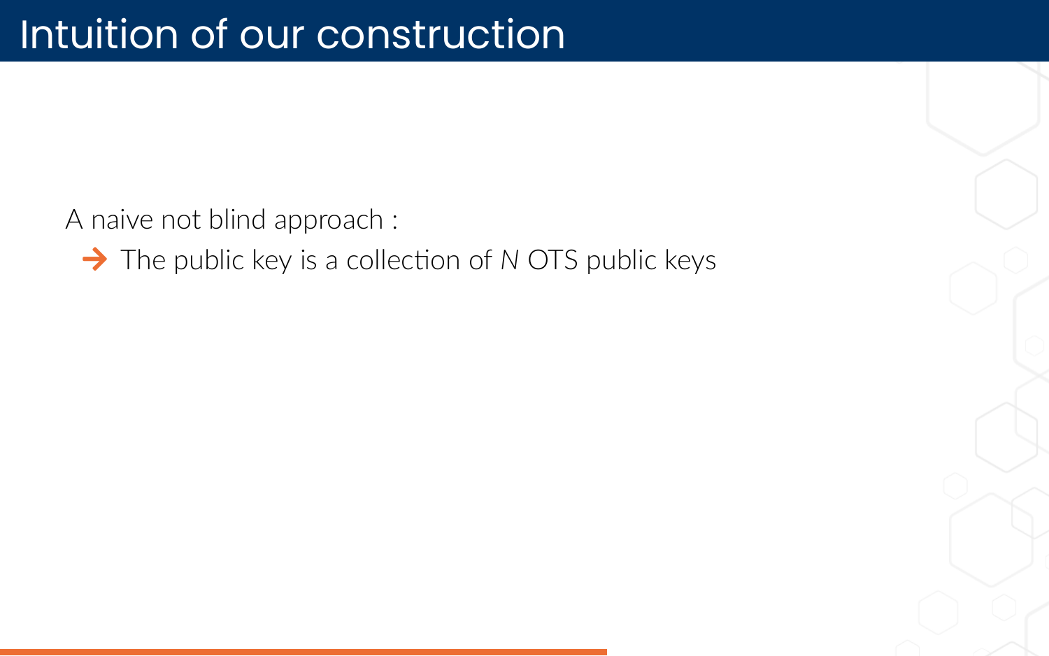# Intuition of our construction

A naive not blind approach :

- → The public key is a collection of $N$ OTS public keys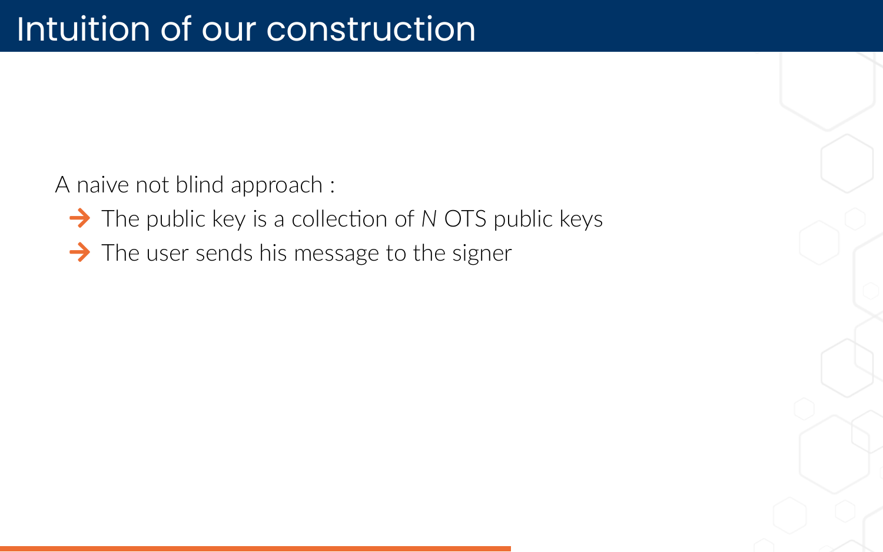# Intuition of our construction

A naive not blind approach :

- The public key is a collection of $N$ OTS public keys
- The user sends his message to the signer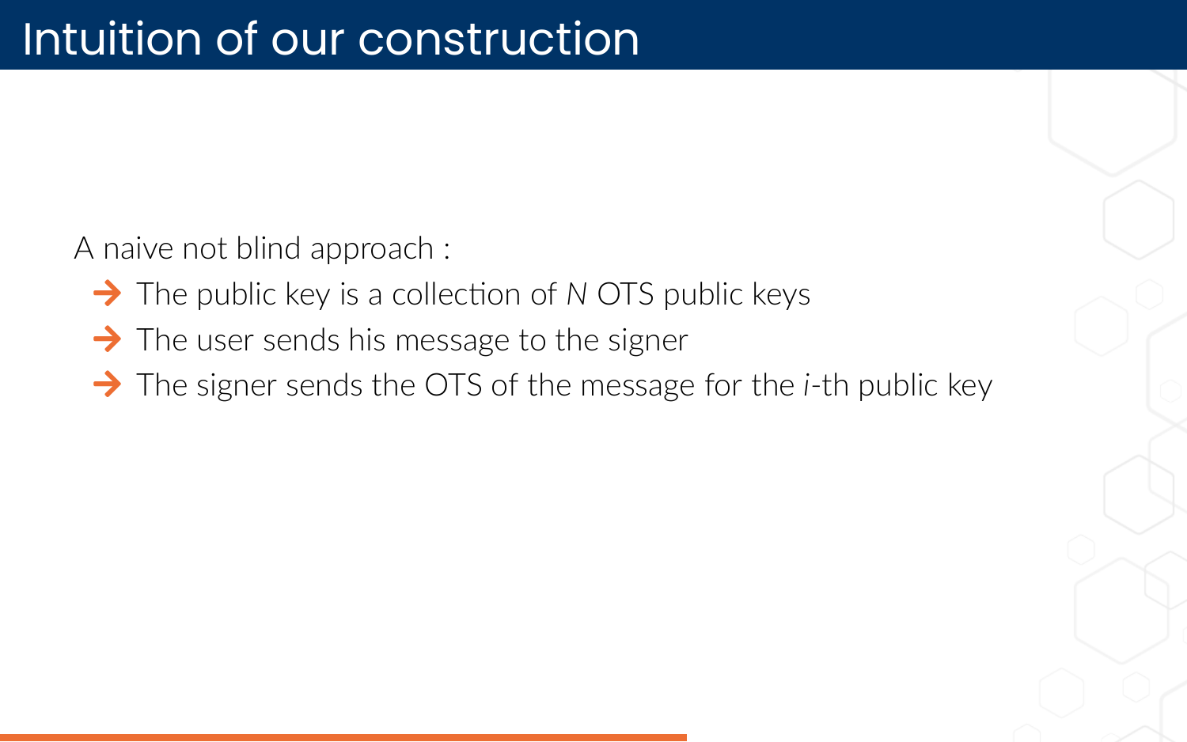# Intuition of our construction

A naive not blind approach :

- The public key is a collection of $N$ OTS public keys
- The user sends his message to the signer
- The signer sends the OTS of the message for the $i$-th public key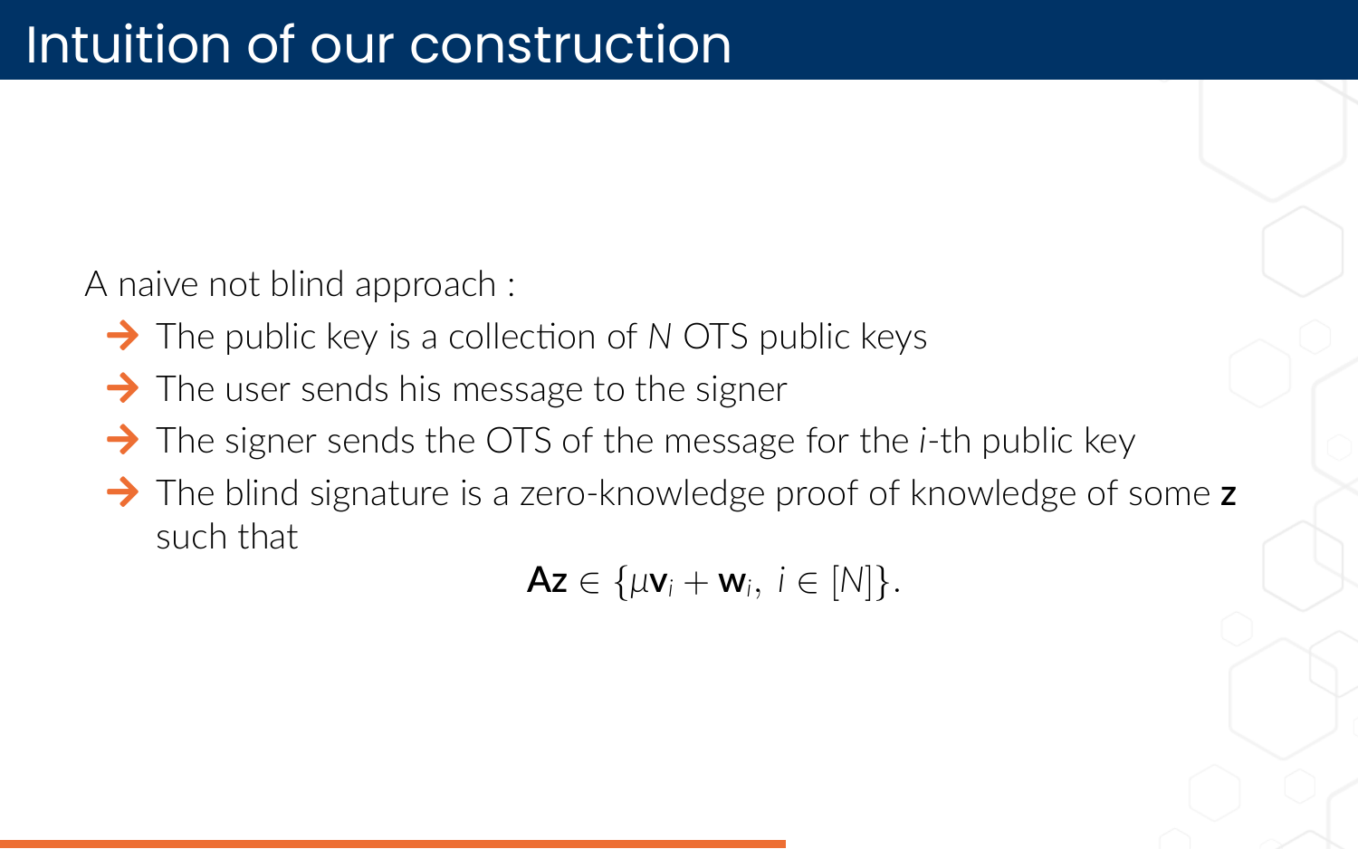# Intuition of our construction

A naive not blind approach :

- The public key is a collection of $N$ OTS public keys
- The user sends his message to the signer
- The signer sends the OTS of the message for the $i$-th public key
- The blind signature is a zero-knowledge proof of knowledge of some $\mathbf{z}$ such that

$$\mathbf{A}\mathbf{z} \in \{\mu \mathbf{v}_i + \mathbf{w}_i,\ i \in [N]\}.$$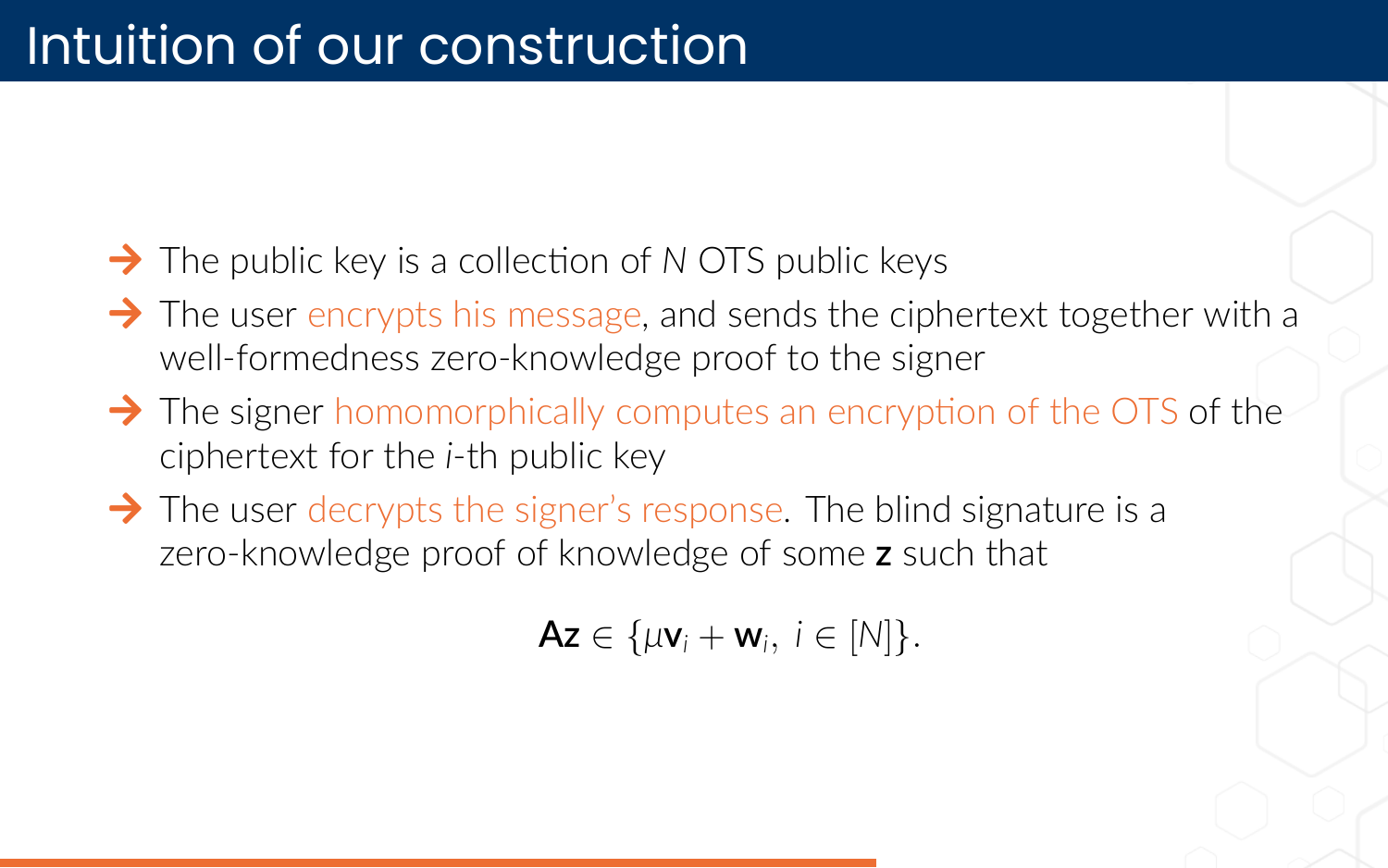# Intuition of our construction

- The public key is a collection of $N$ OTS public keys
- The user encrypts his message, and sends the ciphertext together with a well-formedness zero-knowledge proof to the signer
- The signer homomorphically computes an encryption of the OTS of the ciphertext for the $i$-th public key
- The user decrypts the signer's response. The blind signature is a zero-knowledge proof of knowledge of some $\mathbf{z}$ such that

$$\mathbf{A}\mathbf{z} \in \{\mu \mathbf{v}_i + \mathbf{w}_i,\ i \in [N]\}.$$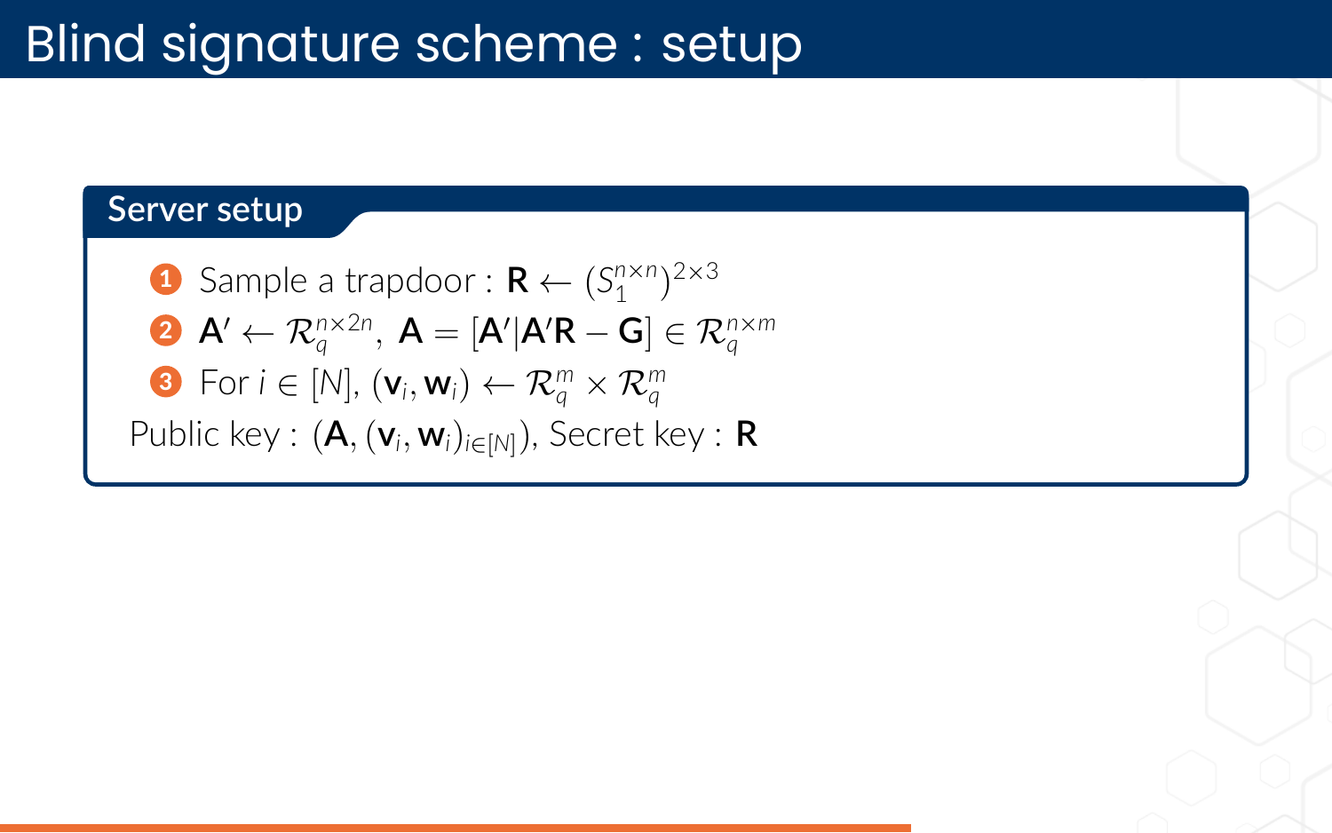# Blind signature scheme : setup

**Server setup**

1. Sample a trapdoor : $\mathbf{R} \leftarrow (S_1^{n\times n})^{2\times 3}$
2. $\mathbf{A}' \leftarrow \mathcal{R}_q^{n\times 2n}$, $\mathbf{A} = [\mathbf{A}'|\mathbf{A}'\mathbf{R} - \mathbf{G}] \in \mathcal{R}_q^{n\times m}$
3. For $i \in [N]$, $(\mathbf{v}_i, \mathbf{w}_i) \leftarrow \mathcal{R}_q^m \times \mathcal{R}_q^m$

Public key : $(\mathbf{A}, (\mathbf{v}_i, \mathbf{w}_i)_{i\in[N]})$, Secret key : $\mathbf{R}$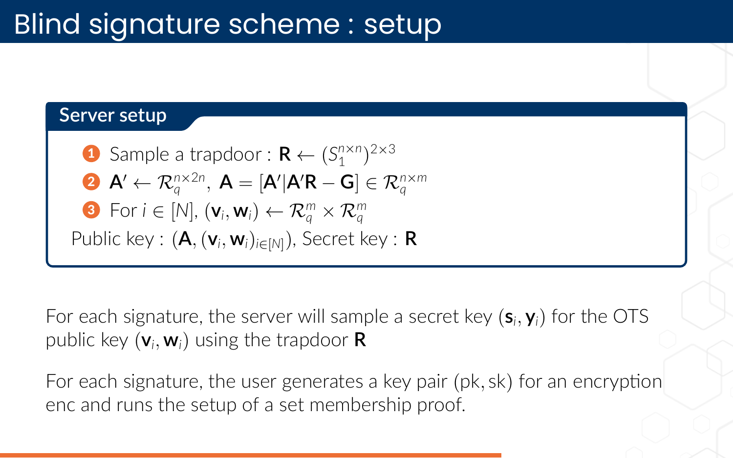# Blind signature scheme : setup

**Server setup**

1. Sample a trapdoor : $\mathbf{R} \leftarrow (S_1^{n \times n})^{2 \times 3}$
2. $\mathbf{A}' \leftarrow \mathcal{R}_q^{n \times 2n}$, $\mathbf{A} = [\mathbf{A}' | \mathbf{A}'\mathbf{R} - \mathbf{G}] \in \mathcal{R}_q^{n \times m}$
3. For $i \in [N]$, $(\mathbf{v}_i, \mathbf{w}_i) \leftarrow \mathcal{R}_q^m \times \mathcal{R}_q^m$

Public key : $(\mathbf{A}, (\mathbf{v}_i, \mathbf{w}_i)_{i \in [N]})$, Secret key : $\mathbf{R}$

For each signature, the server will sample a secret key $(\mathbf{s}_i, \mathbf{y}_i)$ for the OTS public key $(\mathbf{v}_i, \mathbf{w}_i)$ using the trapdoor $\mathbf{R}$

For each signature, the user generates a key pair $(\mathrm{pk}, \mathrm{sk})$ for an encryption enc and runs the setup of a set membership proof.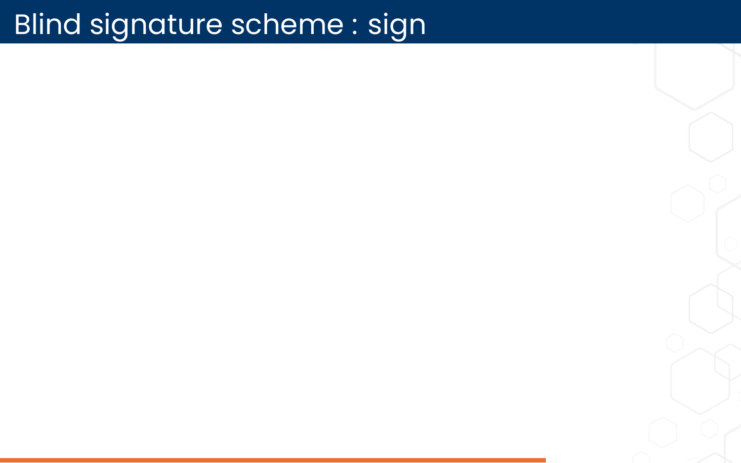# Blind signature scheme : sign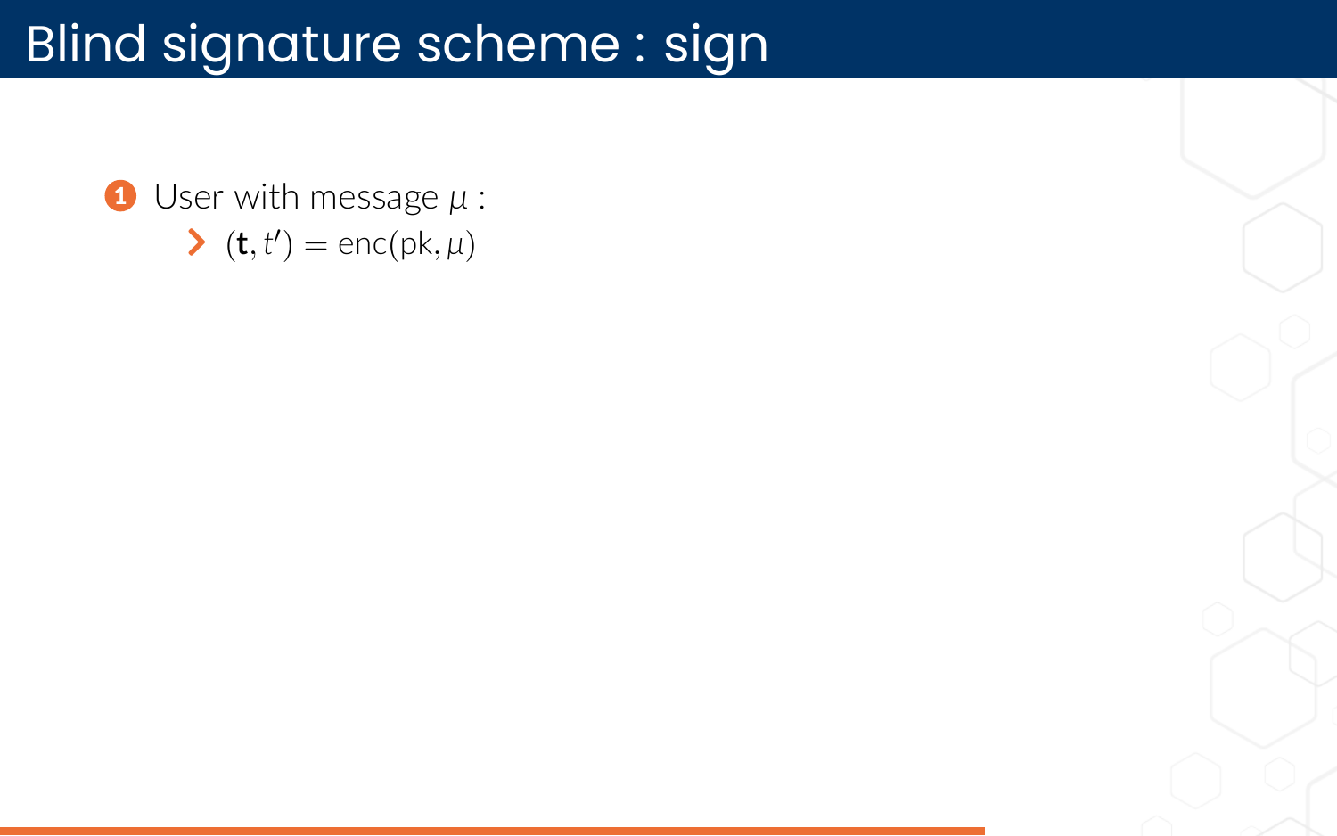# Blind signature scheme : sign

1. User with message $\mu$ :
   - $(\mathbf{t}, t') = \text{enc}(\text{pk}, \mu)$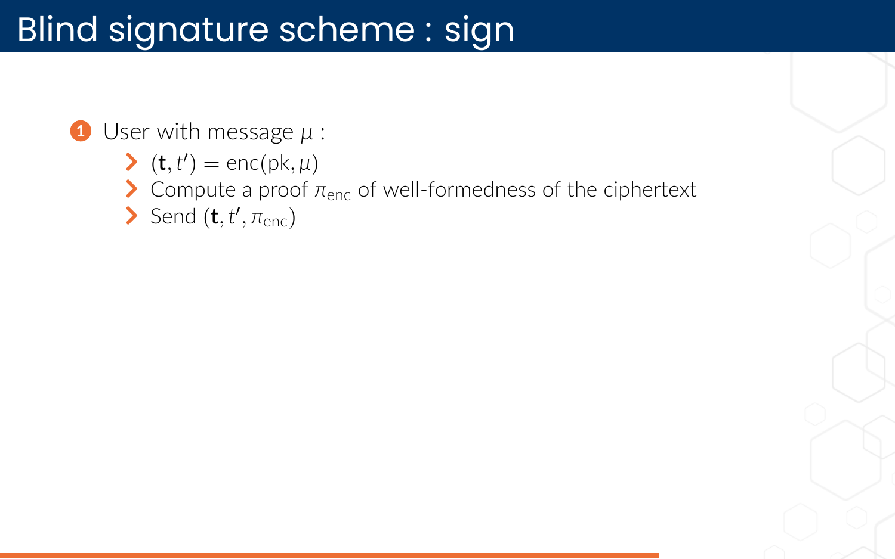# Blind signature scheme : sign

1. User with message $\mu$ :
   - $(\mathbf{t}, t') = \mathrm{enc}(\mathrm{pk}, \mu)$
   - Compute a proof $\pi_{\mathrm{enc}}$ of well-formedness of the ciphertext
   - Send $(\mathbf{t}, t', \pi_{\mathrm{enc}})$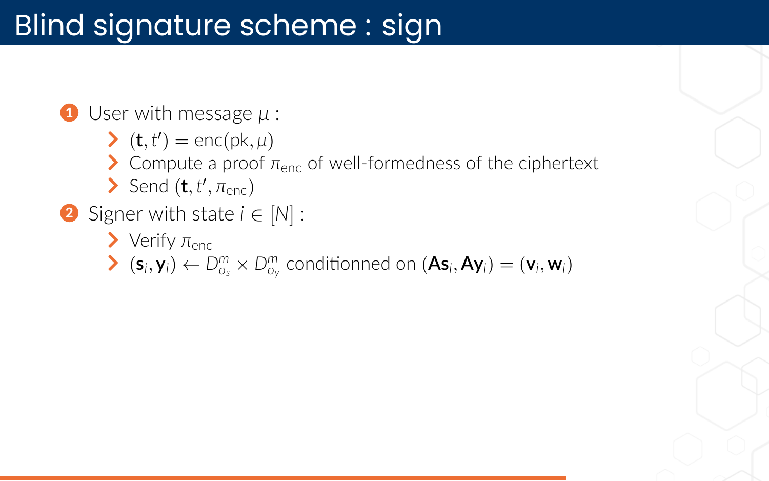# Blind signature scheme : sign

1. User with message $\mu$ :
   - $(\mathbf{t}, t') = \text{enc}(\text{pk}, \mu)$
   - Compute a proof $\pi_{\text{enc}}$ of well-formedness of the ciphertext
   - Send $(\mathbf{t}, t', \pi_{\text{enc}})$
2. Signer with state $i \in [N]$ :
   - Verify $\pi_{\text{enc}}$
   - $(\mathbf{s}_i, \mathbf{y}_i) \leftarrow D^m_{\sigma_s} \times D^m_{\sigma_y}$ conditionned on $(\mathbf{A}\mathbf{s}_i, \mathbf{A}\mathbf{y}_i) = (\mathbf{v}_i, \mathbf{w}_i)$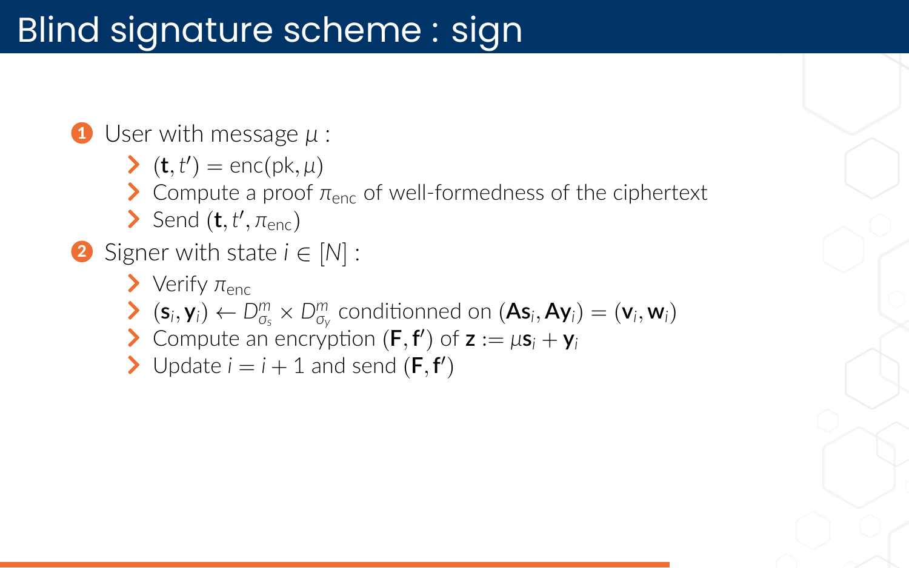# Blind signature scheme : sign

1. User with message $\mu$ :
   - $(\mathbf{t}, t') = \mathrm{enc}(\mathrm{pk}, \mu)$
   - Compute a proof $\pi_{\mathrm{enc}}$ of well-formedness of the ciphertext
   - Send $(\mathbf{t}, t', \pi_{\mathrm{enc}})$
2. Signer with state $i \in [N]$ :
   - Verify $\pi_{\mathrm{enc}}$
   - $(\mathbf{s}_i, \mathbf{y}_i) \leftarrow D^m_{\sigma_s} \times D^m_{\sigma_y}$ conditionned on $(\mathbf{A}\mathbf{s}_i, \mathbf{A}\mathbf{y}_i) = (\mathbf{v}_i, \mathbf{w}_i)$
   - Compute an encryption $(\mathbf{F}, \mathbf{f}')$ of $\mathbf{z} := \mu \mathbf{s}_i + \mathbf{y}_i$
   - Update $i = i + 1$ and send $(\mathbf{F}, \mathbf{f}')$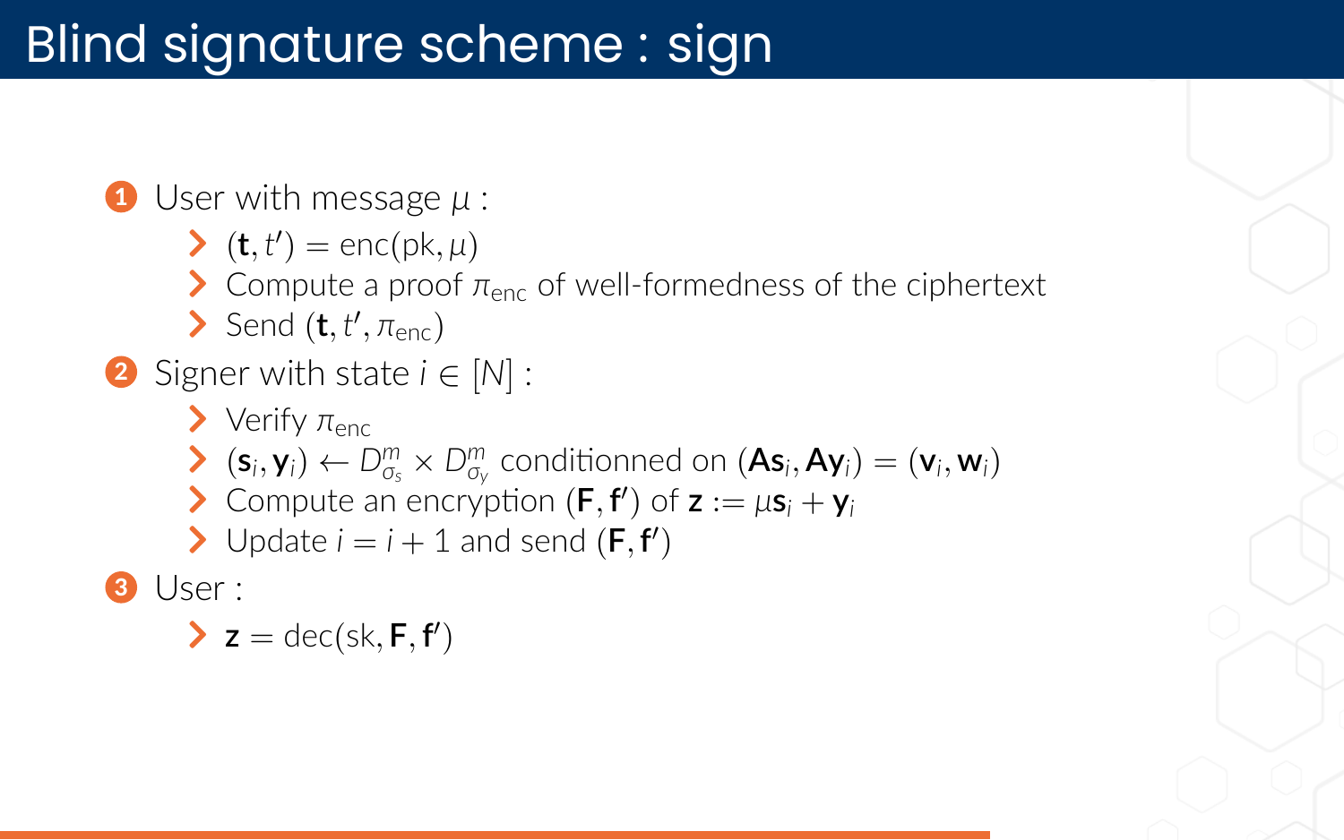# Blind signature scheme : sign

1. User with message $\mu$ :
   - $(\mathbf{t}, t') = \text{enc}(\text{pk}, \mu)$
   - Compute a proof $\pi_{\text{enc}}$ of well-formedness of the ciphertext
   - Send $(\mathbf{t}, t', \pi_{\text{enc}})$
2. Signer with state $i \in [N]$ :
   - Verify $\pi_{\text{enc}}$
   - $(\mathbf{s}_i, \mathbf{y}_i) \leftarrow D^m_{\sigma_s} \times D^m_{\sigma_y}$ conditionned on $(\mathbf{A}\mathbf{s}_i, \mathbf{A}\mathbf{y}_i) = (\mathbf{v}_i, \mathbf{w}_i)$
   - Compute an encryption $(\mathbf{F}, \mathbf{f}')$ of $\mathbf{z} := \mu \mathbf{s}_i + \mathbf{y}_i$
   - Update $i = i + 1$ and send $(\mathbf{F}, \mathbf{f}')$
3. User :
   - $\mathbf{z} = \text{dec}(\text{sk}, \mathbf{F}, \mathbf{f}')$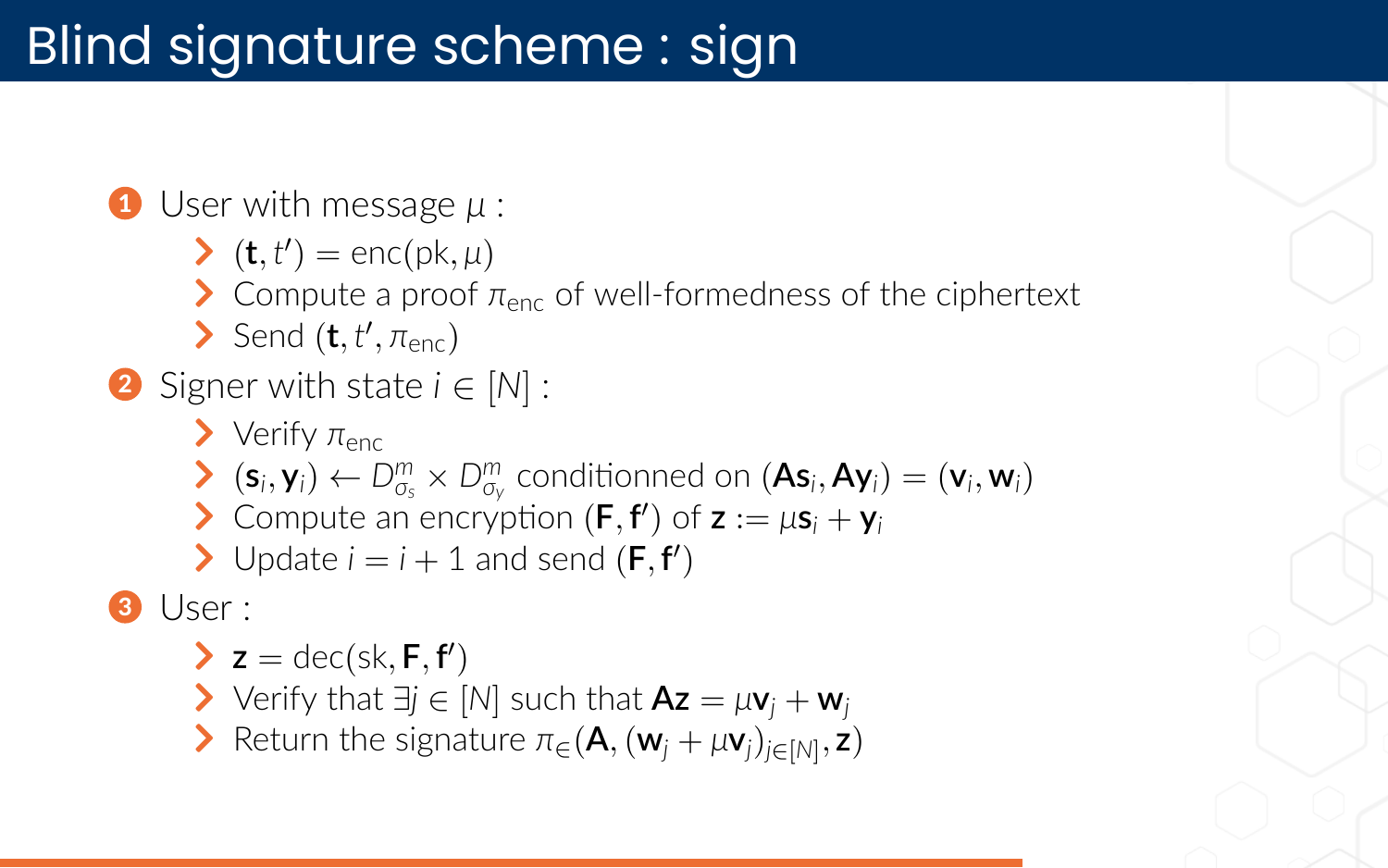# Blind signature scheme : sign

1. User with message $\mu$ :
   - $(\mathbf{t}, t') = \mathrm{enc}(\mathrm{pk}, \mu)$
   - Compute a proof $\pi_{\mathrm{enc}}$ of well-formedness of the ciphertext
   - Send $(\mathbf{t}, t', \pi_{\mathrm{enc}})$
2. Signer with state $i \in [N]$ :
   - Verify $\pi_{\mathrm{enc}}$
   - $(\mathbf{s}_i, \mathbf{y}_i) \leftarrow D_{\sigma_s}^m \times D_{\sigma_y}^m$ conditionned on $(\mathbf{A}\mathbf{s}_i, \mathbf{A}\mathbf{y}_i) = (\mathbf{v}_i, \mathbf{w}_i)$
   - Compute an encryption $(\mathbf{F}, \mathbf{f}')$ of $\mathbf{z} := \mu \mathbf{s}_i + \mathbf{y}_i$
   - Update $i = i + 1$ and send $(\mathbf{F}, \mathbf{f}')$
3. User :
   - $\mathbf{z} = \mathrm{dec}(\mathrm{sk}, \mathbf{F}, \mathbf{f}')$
   - Verify that $\exists j \in [N]$ such that $\mathbf{A}\mathbf{z} = \mu \mathbf{v}_j + \mathbf{w}_j$
   - Return the signature $\pi_{\in}(\mathbf{A}, (\mathbf{w}_j + \mu \mathbf{v}_j)_{j \in [N]}, \mathbf{z})$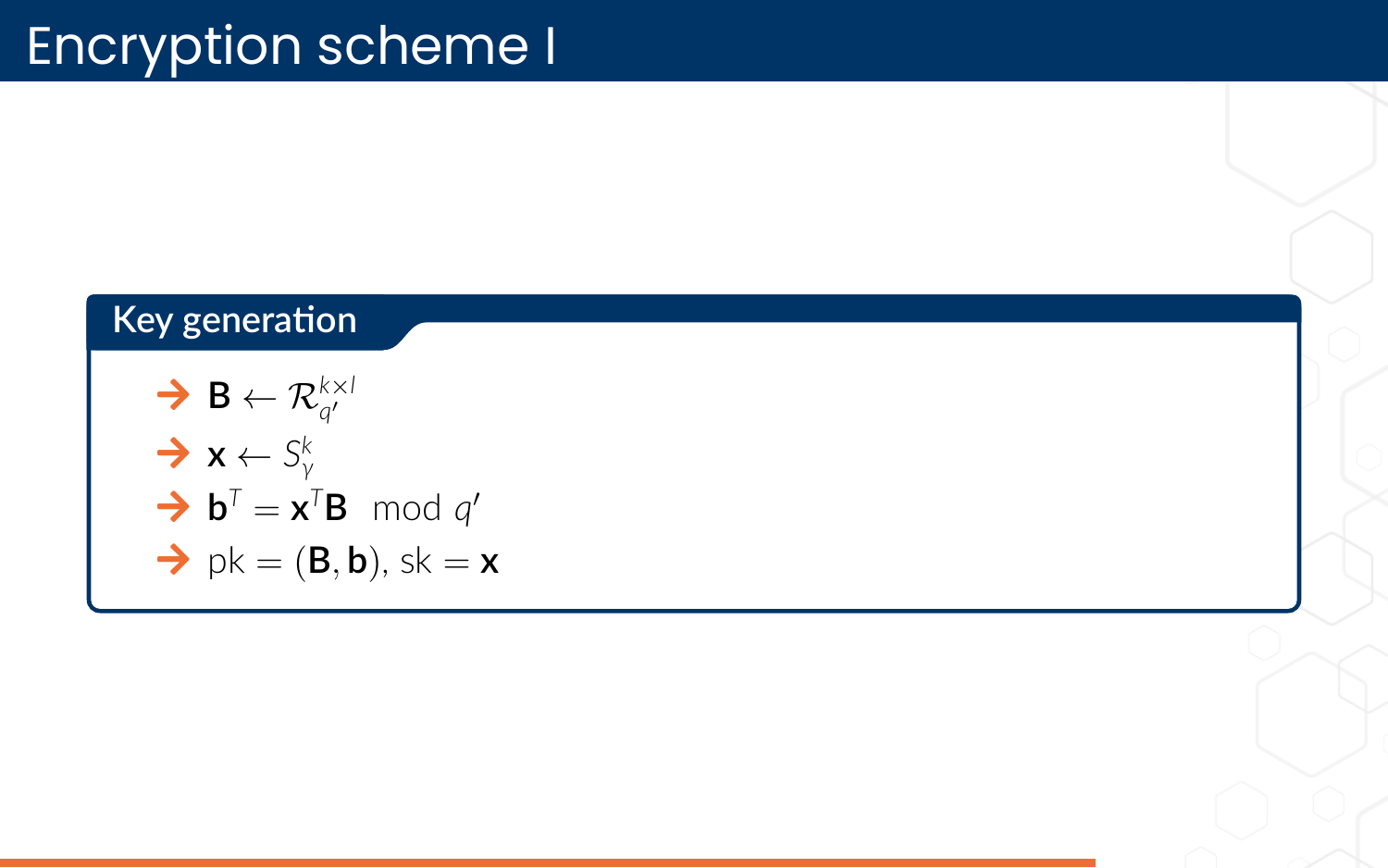# Encryption scheme I

## Key generation

- $\mathbf{B} \leftarrow \mathcal{R}_{q'}^{k \times l}$
- $\mathbf{x} \leftarrow S_{\gamma}^{k}$
- $\mathbf{b}^T = \mathbf{x}^T \mathbf{B} \mod q'$
- $\text{pk} = (\mathbf{B}, \mathbf{b})$, $\text{sk} = \mathbf{x}$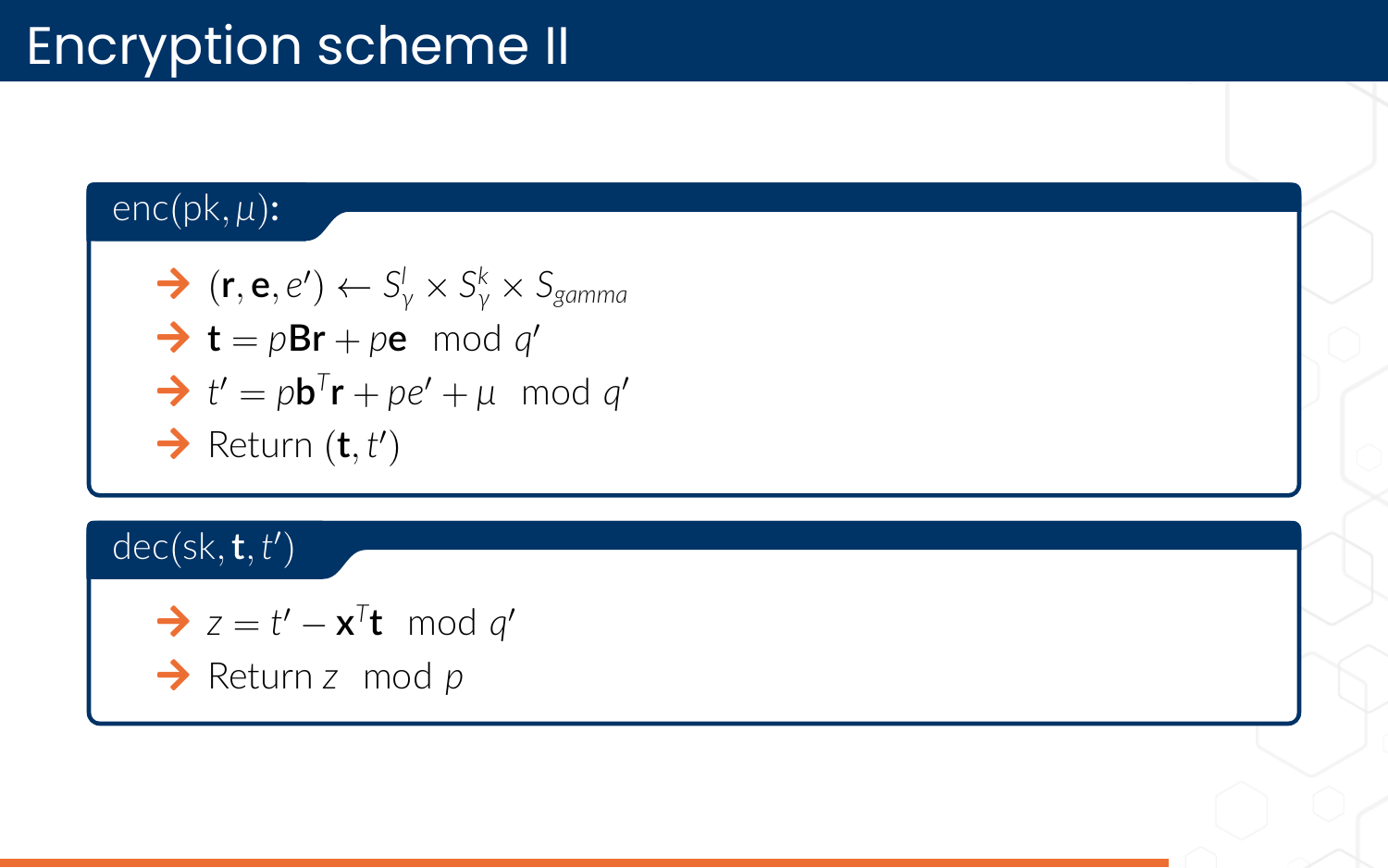# Encryption scheme II

**enc(pk, $\mu$):**

- $(\mathbf{r}, \mathbf{e}, e') \leftarrow S_\gamma^l \times S_\gamma^k \times S_{gamma}$
- $\mathbf{t} = p\mathbf{B}\mathbf{r} + p\mathbf{e} \mod q'$
- $t' = p\mathbf{b}^T\mathbf{r} + pe' + \mu \mod q'$
- Return $(\mathbf{t}, t')$

**dec(sk, $\mathbf{t}$, $t'$)**

- $z = t' - \mathbf{x}^T\mathbf{t} \mod q'$
- Return $z \mod p$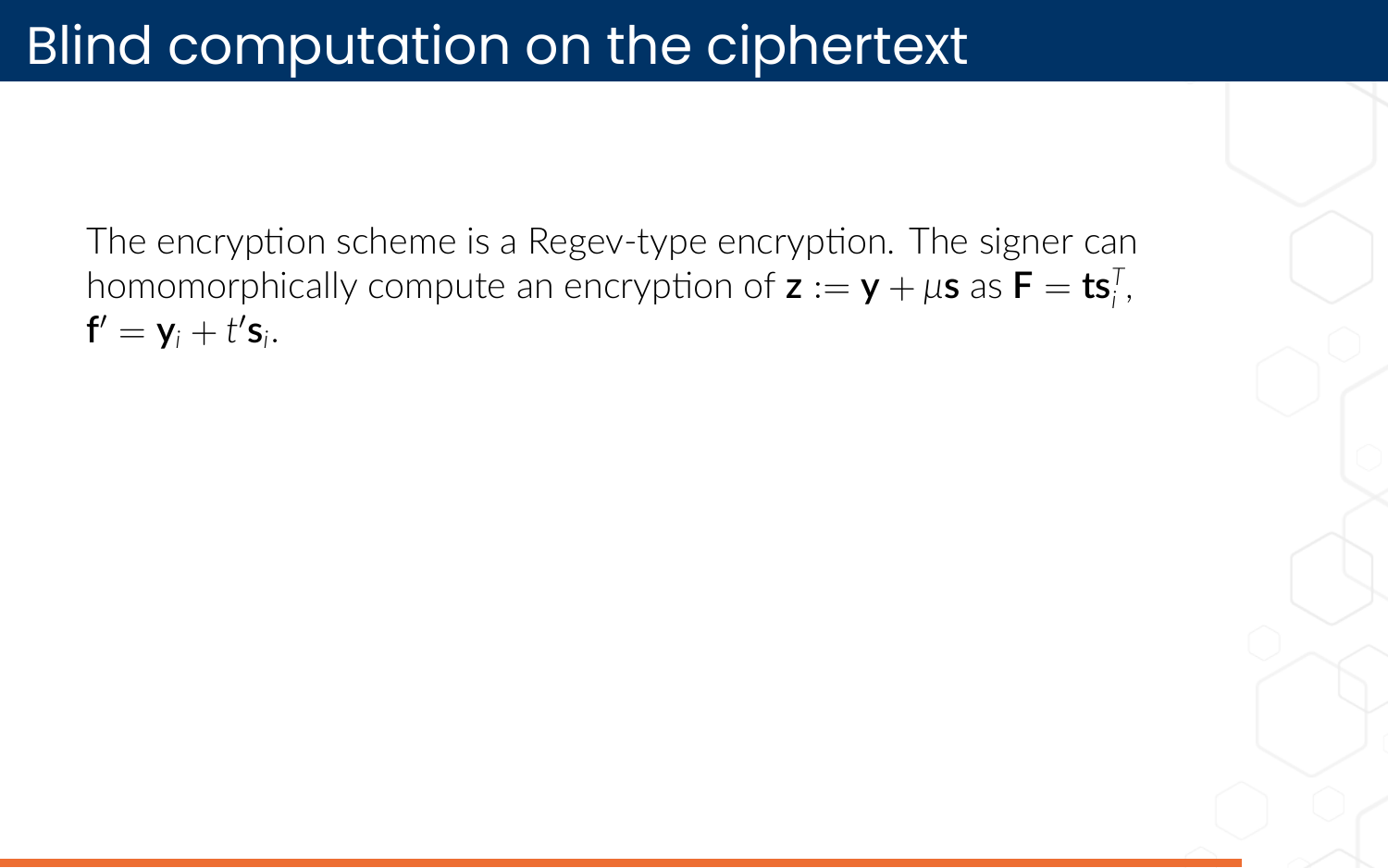# Blind computation on the ciphertext

The encryption scheme is a Regev-type encryption. The signer can homomorphically compute an encryption of $\mathbf{z} := \mathbf{y} + \mu\mathbf{s}$ as $\mathbf{F} = \mathbf{t}\mathbf{s}_i^T$, $\mathbf{f}' = \mathbf{y}_i + t'\mathbf{s}_i$.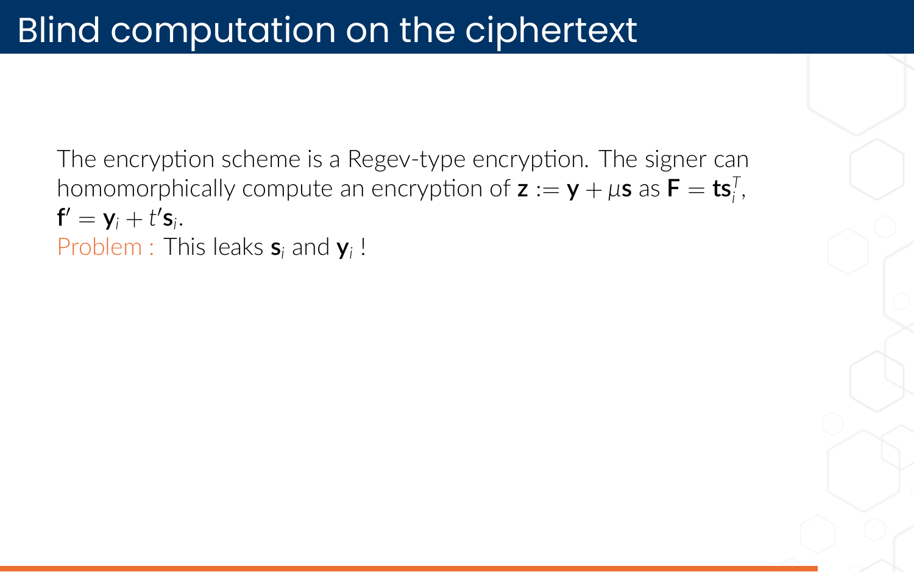# Blind computation on the ciphertext

The encryption scheme is a Regev-type encryption. The signer can homomorphically compute an encryption of $\mathbf{z} := \mathbf{y} + \mu\mathbf{s}$ as $\mathbf{F} = \mathbf{t}\mathbf{s}_i^T$, $\mathbf{f}' = \mathbf{y}_i + t'\mathbf{s}_i$.

Problem : This leaks $\mathbf{s}_i$ and $\mathbf{y}_i$ !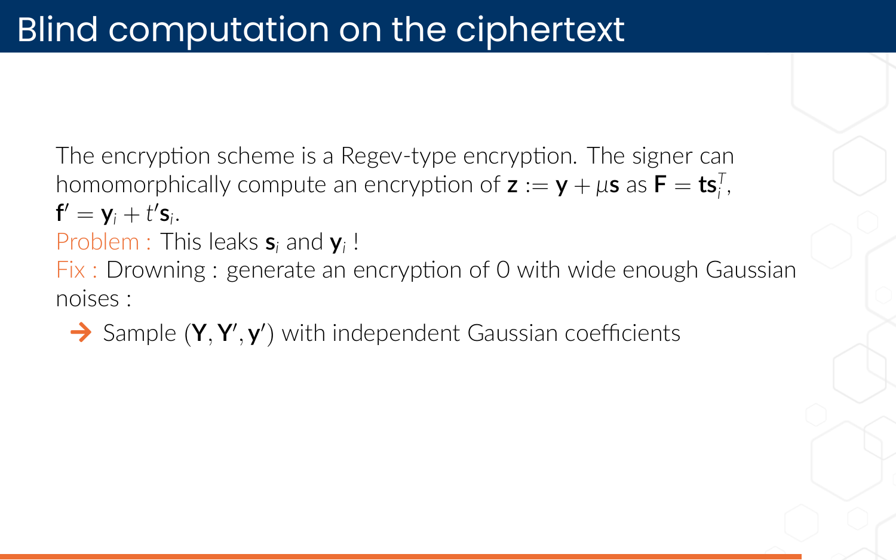# Blind computation on the ciphertext

The encryption scheme is a Regev-type encryption. The signer can homomorphically compute an encryption of $\mathbf{z} := \mathbf{y} + \mu\mathbf{s}$ as $\mathbf{F} = \mathbf{t}\mathbf{s}_i^T$, $\mathbf{f}' = \mathbf{y}_i + t'\mathbf{s}_i$.

Problem : This leaks $\mathbf{s}_i$ and $\mathbf{y}_i$ !

Fix : Drowning : generate an encryption of 0 with wide enough Gaussian noises :

- → Sample $(\mathbf{Y}, \mathbf{Y}', \mathbf{y}')$ with independent Gaussian coefficients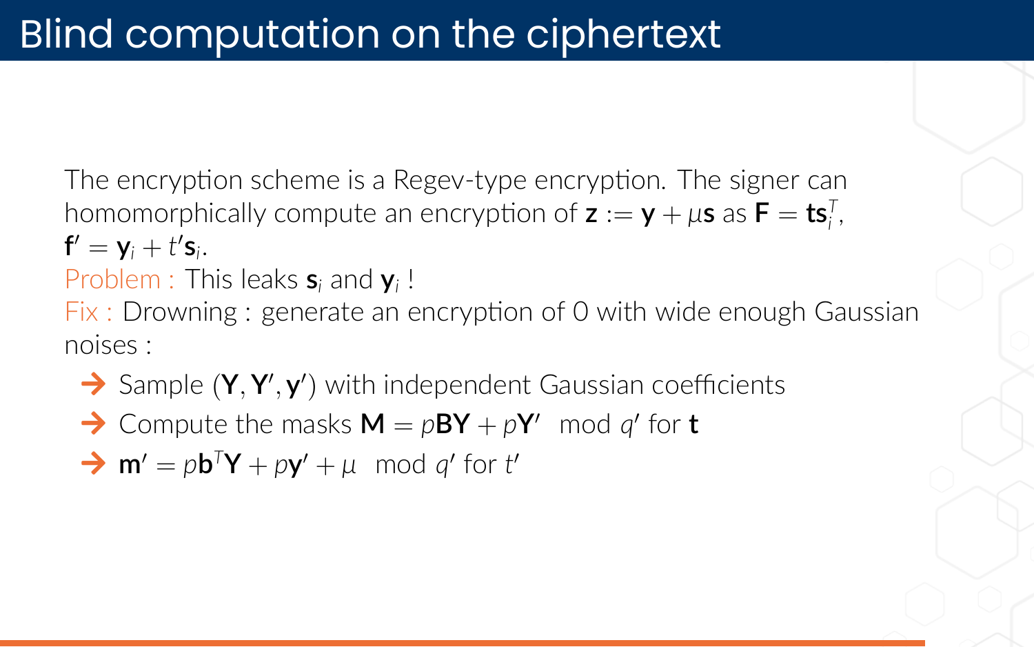# Blind computation on the ciphertext

The encryption scheme is a Regev-type encryption. The signer can homomorphically compute an encryption of $\mathbf{z} := \mathbf{y} + \mu\mathbf{s}$ as $\mathbf{F} = \mathbf{t}\mathbf{s}_i^T$, $\mathbf{f}' = \mathbf{y}_i + t'\mathbf{s}_i$.

Problem : This leaks $\mathbf{s}_i$ and $\mathbf{y}_i$ !

Fix : Drowning : generate an encryption of 0 with wide enough Gaussian noises :

- Sample $(\mathbf{Y}, \mathbf{Y}', \mathbf{y}')$ with independent Gaussian coefficients
- Compute the masks $\mathbf{M} = p\mathbf{B}\mathbf{Y} + p\mathbf{Y}' \mod q'$ for $\mathbf{t}$
- $\mathbf{m}' = p\mathbf{b}^T\mathbf{Y} + p\mathbf{y}' + \mu \mod q'$ for $t'$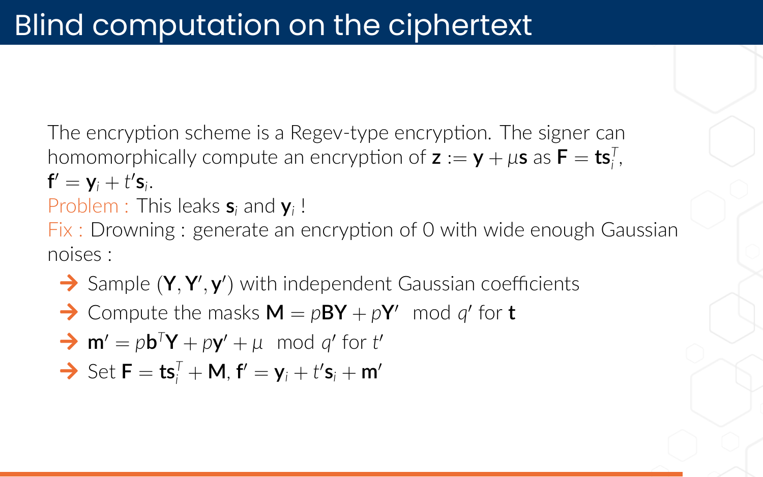# Blind computation on the ciphertext

The encryption scheme is a Regev-type encryption. The signer can homomorphically compute an encryption of $\mathbf{z} := \mathbf{y} + \mu\mathbf{s}$ as $\mathbf{F} = \mathbf{t}\mathbf{s}_i^T$, $\mathbf{f}' = \mathbf{y}_i + t'\mathbf{s}_i$.

Problem : This leaks $\mathbf{s}_i$ and $\mathbf{y}_i$ !

Fix : Drowning : generate an encryption of 0 with wide enough Gaussian noises :

- Sample $(\mathbf{Y}, \mathbf{Y}', \mathbf{y}')$ with independent Gaussian coefficients
- Compute the masks $\mathbf{M} = p\mathbf{B}\mathbf{Y} + p\mathbf{Y}' \mod q'$ for $\mathbf{t}$
- $\mathbf{m}' = p\mathbf{b}^T\mathbf{Y} + p\mathbf{y}' + \mu \mod q'$ for $t'$
- Set $\mathbf{F} = \mathbf{t}\mathbf{s}_i^T + \mathbf{M}$, $\mathbf{f}' = \mathbf{y}_i + t'\mathbf{s}_i + \mathbf{m}'$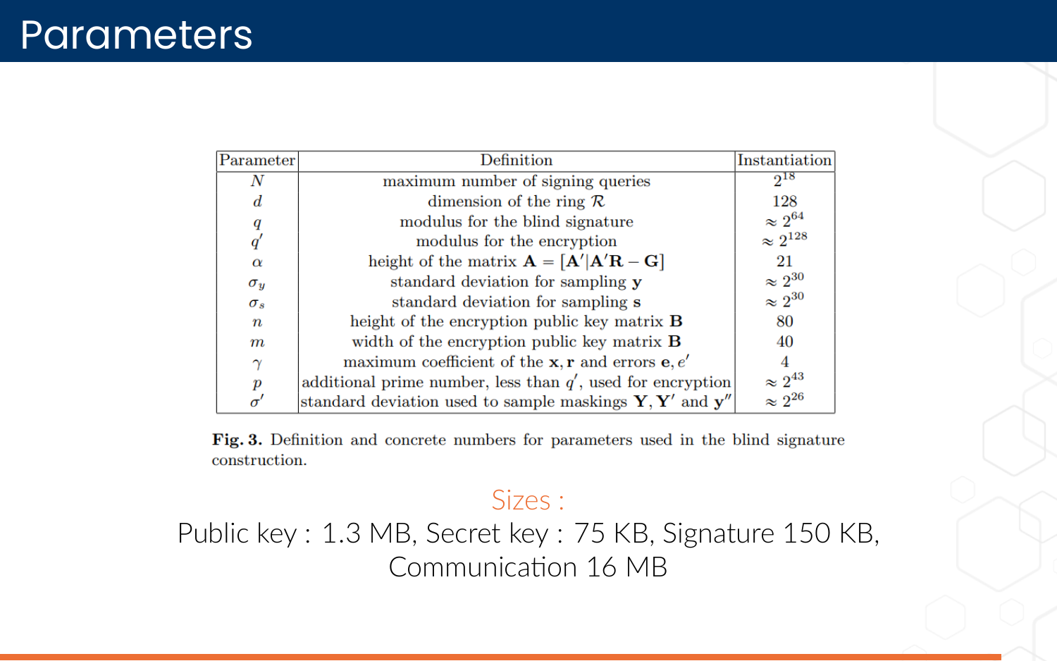# Parameters

| Parameter | Definition | Instantiation |
|---|---|---|
| $N$ | maximum number of signing queries | $2^{18}$ |
| $d$ | dimension of the ring $\mathcal{R}$ | 128 |
| $q$ | modulus for the blind signature | $\approx 2^{64}$ |
| $q'$ | modulus for the encryption | $\approx 2^{128}$ |
| $\alpha$ | height of the matrix $\mathbf{A} = [\mathbf{A}' \vert \mathbf{A}'\mathbf{R} - \mathbf{G}]$ | 21 |
| $\sigma_y$ | standard deviation for sampling $\mathbf{y}$ | $\approx 2^{30}$ |
| $\sigma_s$ | standard deviation for sampling $\mathbf{s}$ | $\approx 2^{30}$ |
| $n$ | height of the encryption public key matrix $\mathbf{B}$ | 80 |
| $m$ | width of the encryption public key matrix $\mathbf{B}$ | 40 |
| $\gamma$ | maximum coefficient of the $\mathbf{x}, \mathbf{r}$ and errors $\mathbf{e}, e'$ | 4 |
| $p$ | additional prime number, less than $q'$, used for encryption | $\approx 2^{43}$ |
| $\sigma'$ | standard deviation used to sample maskings $\mathbf{Y}, \mathbf{Y}'$ and $\mathbf{y}''$ | $\approx 2^{26}$ |

**Fig. 3.** Definition and concrete numbers for parameters used in the blind signature construction.

Sizes :

Public key : 1.3 MB, Secret key : 75 KB, Signature 150 KB, Communication 16 MB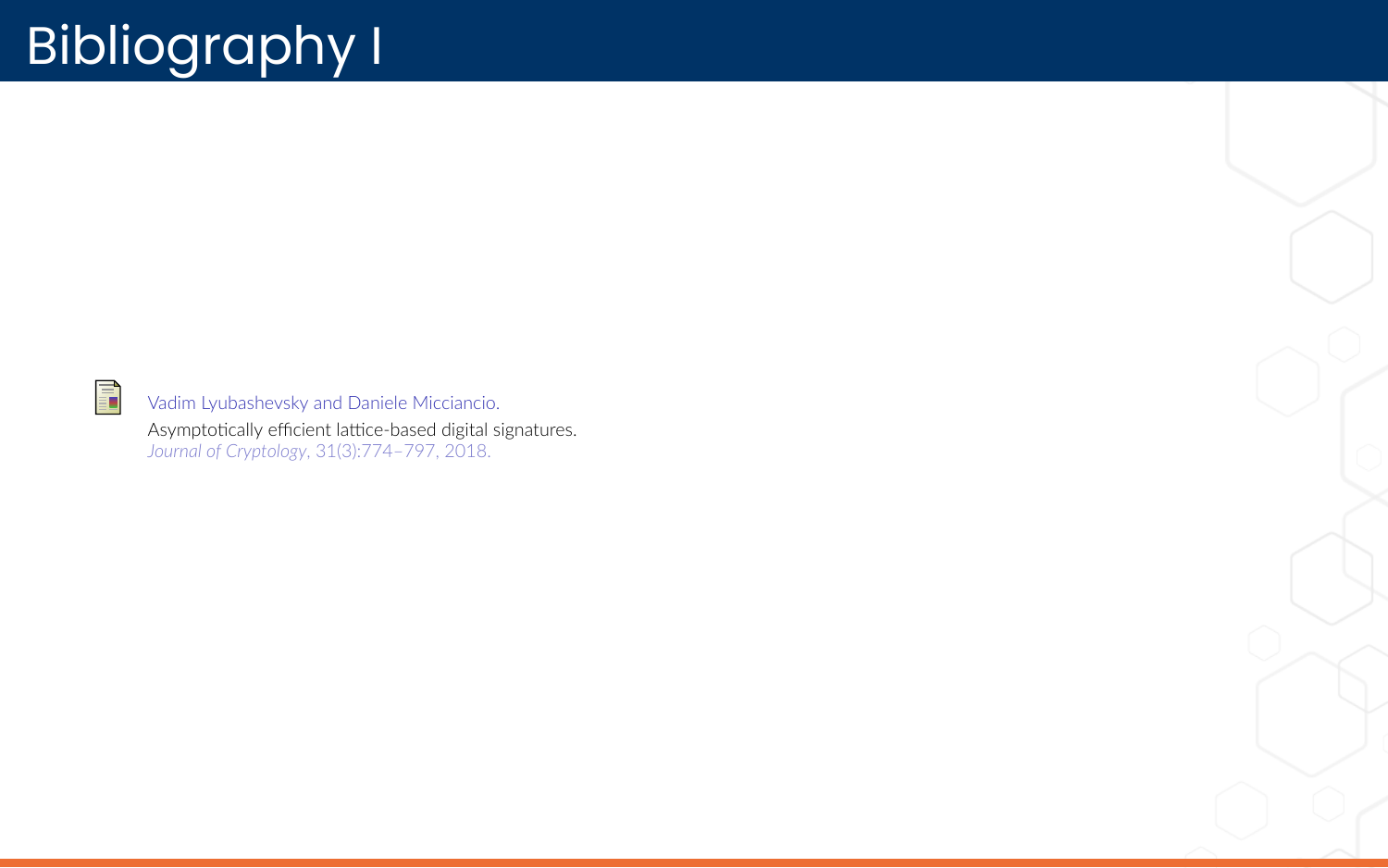# Bibliography I

Vadim Lyubashevsky and Daniele Micciancio.
Asymptotically efficient lattice-based digital signatures.
*Journal of Cryptology*, 31(3):774–797, 2018.